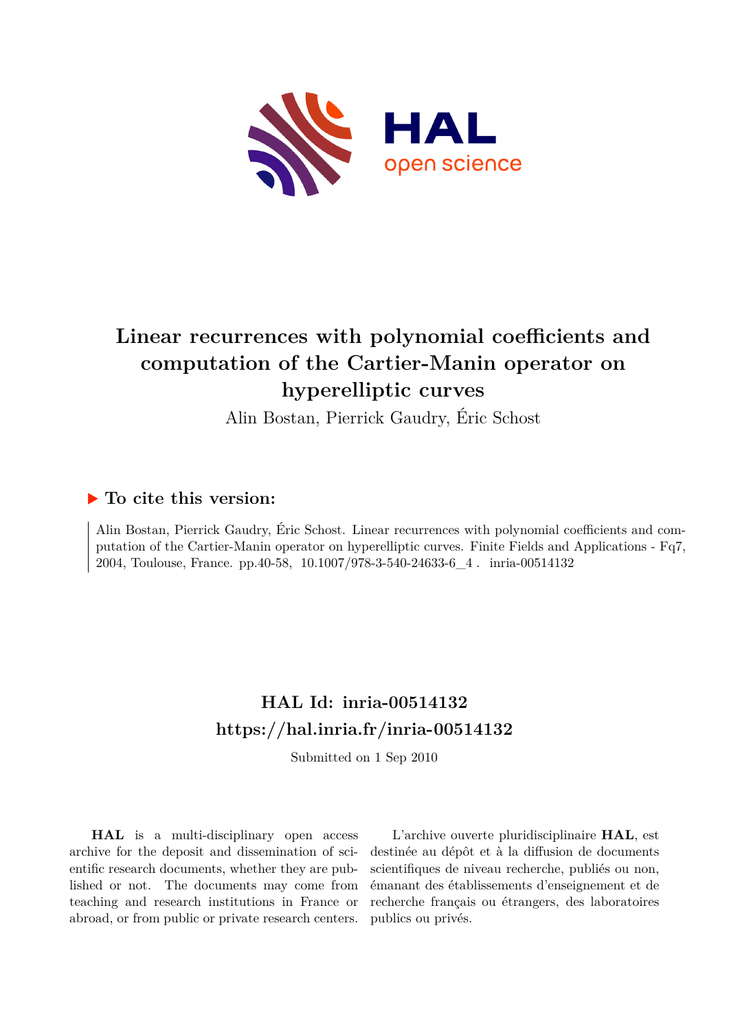# Linear recurrences with polynomial coefficients and computation of the Cartier-Manin operator on hyperelliptic curves

Alin Bostan, Pierrick Gaudry, Éric Schost

## To cite this version:

Alin Bostan, Pierrick Gaudry, Éric Schost. Linear recurrences with polynomial coefficients and computation of the Cartier-Manin operator on hyperelliptic curves. Finite Fields and Applications - Fq7, 2004, Toulouse, France. pp.40-58, 10.1007/978-3-540-24633-6_4 . inria-00514132

## HAL Id: inria-00514132
## https://hal.inria.fr/inria-00514132

Submitted on 1 Sep 2010

**HAL** is a multi-disciplinary open access archive for the deposit and dissemination of scientific research documents, whether they are published or not. The documents may come from teaching and research institutions in France or abroad, or from public or private research centers.

L'archive ouverte pluridisciplinaire **HAL**, est destinée au dépôt et à la diffusion de documents scientifiques de niveau recherche, publiés ou non, émanant des établissements d'enseignement et de recherche français ou étrangers, des laboratoires publics ou privés.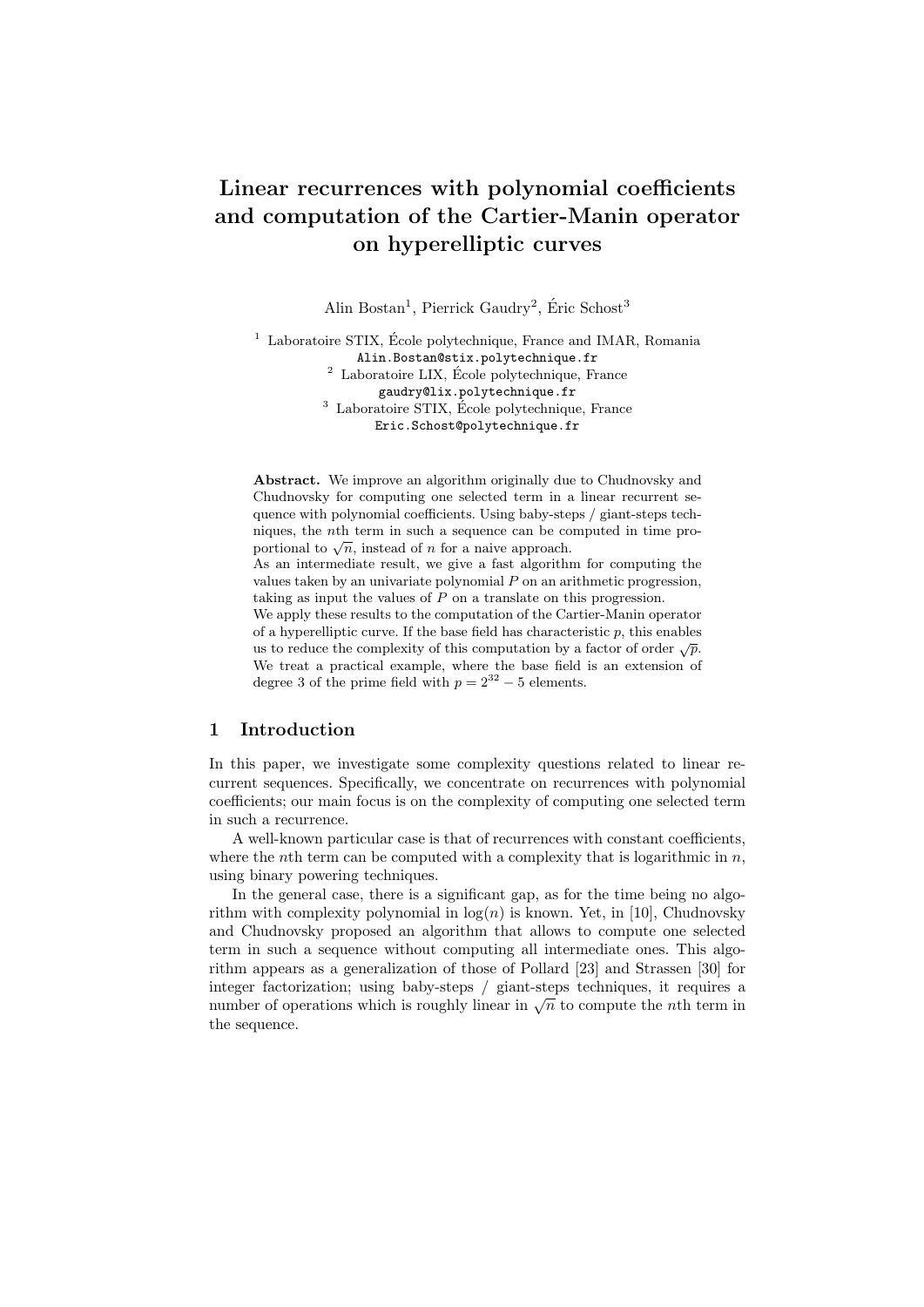# Linear recurrences with polynomial coefficients and computation of the Cartier-Manin operator on hyperelliptic curves

Alin Bostan[1], Pierrick Gaudry[2], Éric Schost[3]

[1] Laboratoire STIX, École polytechnique, France and IMAR, Romania
Alin.Bostan@stix.polytechnique.fr

[2] Laboratoire LIX, École polytechnique, France
gaudry@lix.polytechnique.fr

[3] Laboratoire STIX, École polytechnique, France
Eric.Schost@polytechnique.fr

**Abstract.** We improve an algorithm originally due to Chudnovsky and Chudnovsky for computing one selected term in a linear recurrent sequence with polynomial coefficients. Using baby-steps / giant-steps techniques, the $n$th term in such a sequence can be computed in time proportional to $\sqrt{n}$, instead of $n$ for a naive approach.

As an intermediate result, we give a fast algorithm for computing the values taken by an univariate polynomial $P$ on an arithmetic progression, taking as input the values of $P$ on a translate on this progression.

We apply these results to the computation of the Cartier-Manin operator of a hyperelliptic curve. If the base field has characteristic $p$, this enables us to reduce the complexity of this computation by a factor of order $\sqrt{p}$. We treat a practical example, where the base field is an extension of degree 3 of the prime field with $p = 2^{32} - 5$ elements.

## 1 Introduction

In this paper, we investigate some complexity questions related to linear recurrent sequences. Specifically, we concentrate on recurrences with polynomial coefficients; our main focus is on the complexity of computing one selected term in such a recurrence.

A well-known particular case is that of recurrences with constant coefficients, where the $n$th term can be computed with a complexity that is logarithmic in $n$, using binary powering techniques.

In the general case, there is a significant gap, as for the time being no algorithm with complexity polynomial in $\log(n)$ is known. Yet, in [10], Chudnovsky and Chudnovsky proposed an algorithm that allows to compute one selected term in such a sequence without computing all intermediate ones. This algorithm appears as a generalization of those of Pollard [23] and Strassen [30] for integer factorization; using baby-steps / giant-steps techniques, it requires a number of operations which is roughly linear in $\sqrt{n}$ to compute the $n$th term in the sequence.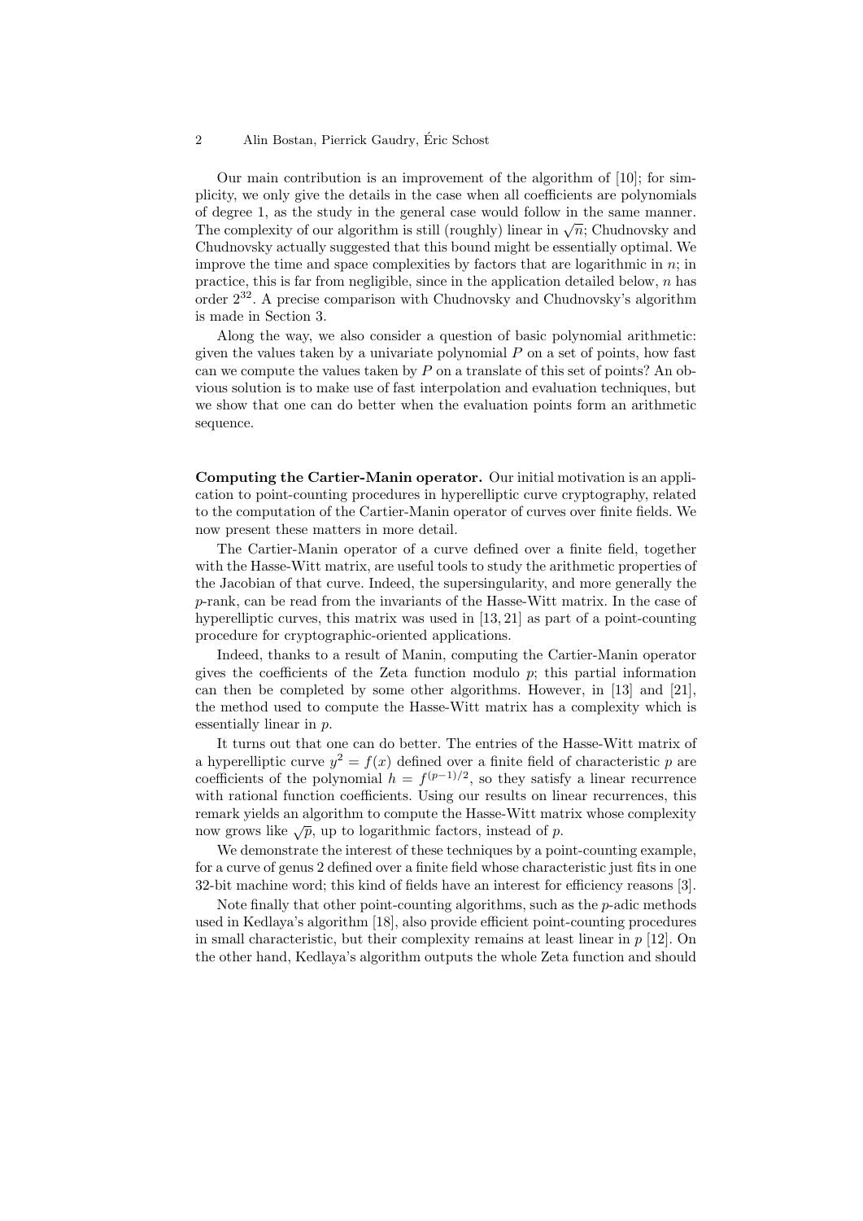Our main contribution is an improvement of the algorithm of [10]; for simplicity, we only give the details in the case when all coefficients are polynomials of degree 1, as the study in the general case would follow in the same manner. The complexity of our algorithm is still (roughly) linear in $\sqrt{n}$; Chudnovsky and Chudnovsky actually suggested that this bound might be essentially optimal. We improve the time and space complexities by factors that are logarithmic in $n$; in practice, this is far from negligible, since in the application detailed below, $n$ has order $2^{32}$. A precise comparison with Chudnovsky and Chudnovsky's algorithm is made in Section 3.

Along the way, we also consider a question of basic polynomial arithmetic: given the values taken by a univariate polynomial $P$ on a set of points, how fast can we compute the values taken by $P$ on a translate of this set of points? An obvious solution is to make use of fast interpolation and evaluation techniques, but we show that one can do better when the evaluation points form an arithmetic sequence.

**Computing the Cartier-Manin operator.** Our initial motivation is an application to point-counting procedures in hyperelliptic curve cryptography, related to the computation of the Cartier-Manin operator of curves over finite fields. We now present these matters in more detail.

The Cartier-Manin operator of a curve defined over a finite field, together with the Hasse-Witt matrix, are useful tools to study the arithmetic properties of the Jacobian of that curve. Indeed, the supersingularity, and more generally the $p$-rank, can be read from the invariants of the Hasse-Witt matrix. In the case of hyperelliptic curves, this matrix was used in [13, 21] as part of a point-counting procedure for cryptographic-oriented applications.

Indeed, thanks to a result of Manin, computing the Cartier-Manin operator gives the coefficients of the Zeta function modulo $p$; this partial information can then be completed by some other algorithms. However, in [13] and [21], the method used to compute the Hasse-Witt matrix has a complexity which is essentially linear in $p$.

It turns out that one can do better. The entries of the Hasse-Witt matrix of a hyperelliptic curve $y^2 = f(x)$ defined over a finite field of characteristic $p$ are coefficients of the polynomial $h = f^{(p-1)/2}$, so they satisfy a linear recurrence with rational function coefficients. Using our results on linear recurrences, this remark yields an algorithm to compute the Hasse-Witt matrix whose complexity now grows like $\sqrt{p}$, up to logarithmic factors, instead of $p$.

We demonstrate the interest of these techniques by a point-counting example, for a curve of genus 2 defined over a finite field whose characteristic just fits in one 32-bit machine word; this kind of fields have an interest for efficiency reasons [3].

Note finally that other point-counting algorithms, such as the $p$-adic methods used in Kedlaya's algorithm [18], also provide efficient point-counting procedures in small characteristic, but their complexity remains at least linear in $p$ [12]. On the other hand, Kedlaya's algorithm outputs the whole Zeta function and should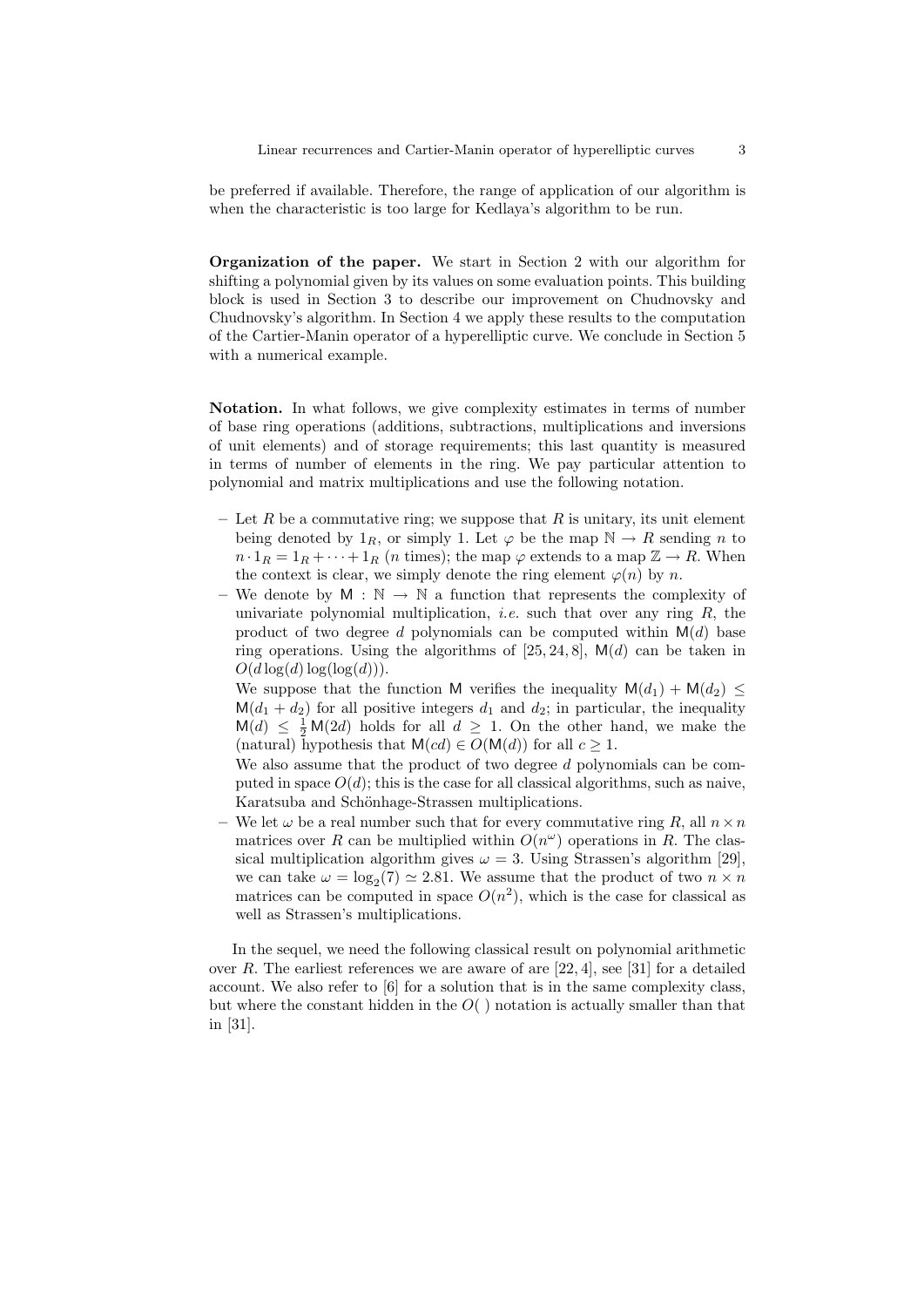be preferred if available. Therefore, the range of application of our algorithm is when the characteristic is too large for Kedlaya's algorithm to be run.

**Organization of the paper.** We start in Section 2 with our algorithm for shifting a polynomial given by its values on some evaluation points. This building block is used in Section 3 to describe our improvement on Chudnovsky and Chudnovsky's algorithm. In Section 4 we apply these results to the computation of the Cartier-Manin operator of a hyperelliptic curve. We conclude in Section 5 with a numerical example.

**Notation.** In what follows, we give complexity estimates in terms of number of base ring operations (additions, subtractions, multiplications and inversions of unit elements) and of storage requirements; this last quantity is measured in terms of number of elements in the ring. We pay particular attention to polynomial and matrix multiplications and use the following notation.

- Let $R$ be a commutative ring; we suppose that $R$ is unitary, its unit element being denoted by $1_R$, or simply 1. Let $\varphi$ be the map $\mathbb{N} \to R$ sending $n$ to $n \cdot 1_R = 1_R + \cdots + 1_R$ ($n$ times); the map $\varphi$ extends to a map $\mathbb{Z} \to R$. When the context is clear, we simply denote the ring element $\varphi(n)$ by $n$.
- We denote by $\mathsf{M} : \mathbb{N} \to \mathbb{N}$ a function that represents the complexity of univariate polynomial multiplication, *i.e.* such that over any ring $R$, the product of two degree $d$ polynomials can be computed within $\mathsf{M}(d)$ base ring operations. Using the algorithms of [25, 24, 8], $\mathsf{M}(d)$ can be taken in $O(d \log(d) \log(\log(d)))$.

  We suppose that the function $\mathsf{M}$ verifies the inequality $\mathsf{M}(d_1) + \mathsf{M}(d_2) \leq \mathsf{M}(d_1 + d_2)$ for all positive integers $d_1$ and $d_2$; in particular, the inequality $\mathsf{M}(d) \leq \frac{1}{2}\mathsf{M}(2d)$ holds for all $d \geq 1$. On the other hand, we make the (natural) hypothesis that $\mathsf{M}(cd) \in O(\mathsf{M}(d))$ for all $c \geq 1$.

  We also assume that the product of two degree $d$ polynomials can be computed in space $O(d)$; this is the case for all classical algorithms, such as naive, Karatsuba and Schönhage-Strassen multiplications.
- We let $\omega$ be a real number such that for every commutative ring $R$, all $n \times n$ matrices over $R$ can be multiplied within $O(n^\omega)$ operations in $R$. The classical multiplication algorithm gives $\omega = 3$. Using Strassen's algorithm [29], we can take $\omega = \log_2(7) \simeq 2.81$. We assume that the product of two $n \times n$ matrices can be computed in space $O(n^2)$, which is the case for classical as well as Strassen's multiplications.

In the sequel, we need the following classical result on polynomial arithmetic over $R$. The earliest references we are aware of are [22, 4], see [31] for a detailed account. We also refer to [6] for a solution that is in the same complexity class, but where the constant hidden in the $O(\ )$ notation is actually smaller than that in [31].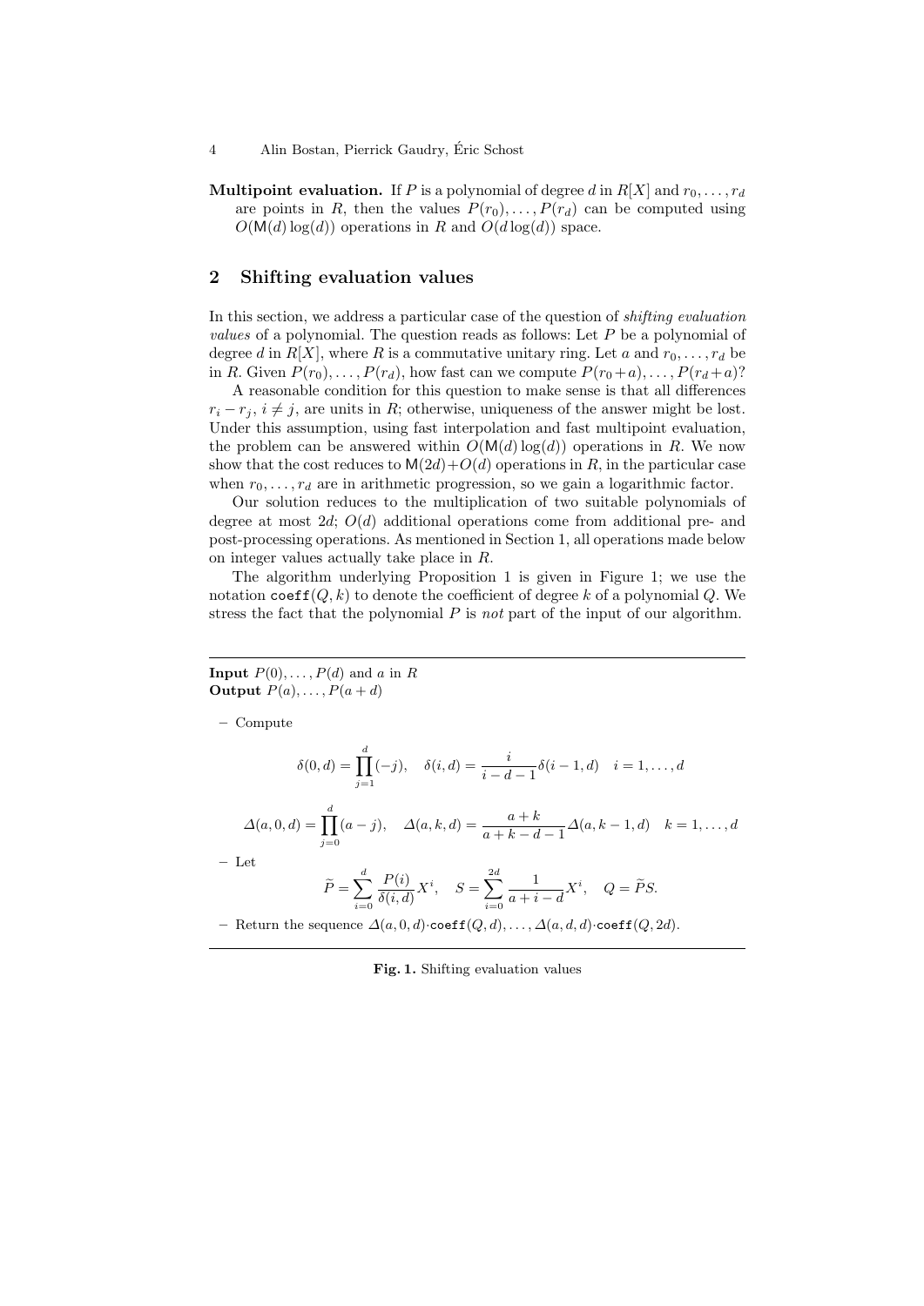**Multipoint evaluation.** If $P$ is a polynomial of degree $d$ in $R[X]$ and $r_0, \ldots, r_d$ are points in $R$, then the values $P(r_0), \ldots, P(r_d)$ can be computed using $O(\mathsf{M}(d)\log(d))$ operations in $R$ and $O(d\log(d))$ space.

## 2 Shifting evaluation values

In this section, we address a particular case of the question of *shifting evaluation values* of a polynomial. The question reads as follows: Let $P$ be a polynomial of degree $d$ in $R[X]$, where $R$ is a commutative unitary ring. Let $a$ and $r_0, \ldots, r_d$ be in $R$. Given $P(r_0), \ldots, P(r_d)$, how fast can we compute $P(r_0+a), \ldots, P(r_d+a)$?

A reasonable condition for this question to make sense is that all differences $r_i - r_j$, $i \neq j$, are units in $R$; otherwise, uniqueness of the answer might be lost. Under this assumption, using fast interpolation and fast multipoint evaluation, the problem can be answered within $O(\mathsf{M}(d)\log(d))$ operations in $R$. We now show that the cost reduces to $\mathsf{M}(2d)+O(d)$ operations in $R$, in the particular case when $r_0, \ldots, r_d$ are in arithmetic progression, so we gain a logarithmic factor.

Our solution reduces to the multiplication of two suitable polynomials of degree at most $2d$; $O(d)$ additional operations come from additional pre- and post-processing operations. As mentioned in Section 1, all operations made below on integer values actually take place in $R$.

The algorithm underlying Proposition 1 is given in Figure 1; we use the notation $\mathtt{coeff}(Q, k)$ to denote the coefficient of degree $k$ of a polynomial $Q$. We stress the fact that the polynomial $P$ is *not* part of the input of our algorithm.

---

**Input** $P(0), \ldots, P(d)$ and $a$ in $R$
**Output** $P(a), \ldots, P(a+d)$

– Compute

$$\delta(0,d) = \prod_{j=1}^{d}(-j), \quad \delta(i,d) = \frac{i}{i-d-1}\delta(i-1,d) \quad i = 1, \ldots, d$$

$$\varDelta(a,0,d) = \prod_{j=0}^{d}(a-j), \quad \varDelta(a,k,d) = \frac{a+k}{a+k-d-1}\varDelta(a,k-1,d) \quad k = 1, \ldots, d$$

– Let

$$\widetilde{P} = \sum_{i=0}^{d} \frac{P(i)}{\delta(i,d)} X^i, \quad S = \sum_{i=0}^{2d} \frac{1}{a+i-d} X^i, \quad Q = \widetilde{P} S.$$

– Return the sequence $\varDelta(a,0,d)\cdot\mathtt{coeff}(Q,d), \ldots, \varDelta(a,d,d)\cdot\mathtt{coeff}(Q,2d)$.

---

**Fig. 1.** Shifting evaluation values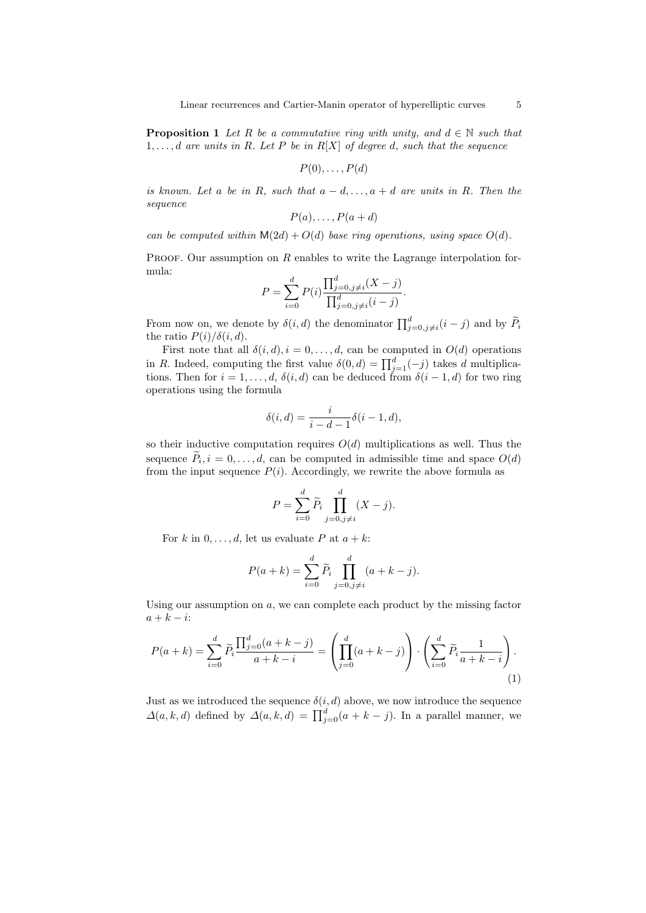**Proposition 1** *Let $R$ be a commutative ring with unity, and $d \in \mathbb{N}$ such that $1, \ldots, d$ are units in $R$. Let $P$ be in $R[X]$ of degree $d$, such that the sequence*

$$P(0), \ldots, P(d)$$

*is known. Let $a$ be in $R$, such that $a - d, \ldots, a + d$ are units in $R$. Then the sequence*

$$P(a), \ldots, P(a + d)$$

*can be computed within $\mathsf{M}(2d) + O(d)$ base ring operations, using space $O(d)$.*

Proof. Our assumption on $R$ enables to write the Lagrange interpolation formula:

$$P = \sum_{i=0}^{d} P(i) \frac{\prod_{j=0, j \neq i}^{d} (X - j)}{\prod_{j=0, j \neq i}^{d} (i - j)}.$$

From now on, we denote by $\delta(i, d)$ the denominator $\prod_{j=0, j \neq i}^{d} (i - j)$ and by $\widetilde{P}_i$ the ratio $P(i)/\delta(i, d)$.

First note that all $\delta(i, d), i = 0, \ldots, d$, can be computed in $O(d)$ operations in $R$. Indeed, computing the first value $\delta(0, d) = \prod_{j=1}^{d} (-j)$ takes $d$ multiplications. Then for $i = 1, \ldots, d$, $\delta(i, d)$ can be deduced from $\delta(i - 1, d)$ for two ring operations using the formula

$$\delta(i, d) = \frac{i}{i - d - 1} \delta(i - 1, d),$$

so their inductive computation requires $O(d)$ multiplications as well. Thus the sequence $\widetilde{P}_i, i = 0, \ldots, d$, can be computed in admissible time and space $O(d)$ from the input sequence $P(i)$. Accordingly, we rewrite the above formula as

$$P = \sum_{i=0}^{d} \widetilde{P}_i \prod_{j=0, j \neq i}^{d} (X - j).$$

For $k$ in $0, \ldots, d$, let us evaluate $P$ at $a + k$:

$$P(a + k) = \sum_{i=0}^{d} \widetilde{P}_i \prod_{j=0, j \neq i}^{d} (a + k - j).$$

Using our assumption on $a$, we can complete each product by the missing factor $a + k - i$:

$$P(a + k) = \sum_{i=0}^{d} \widetilde{P}_i \frac{\prod_{j=0}^{d} (a + k - j)}{a + k - i} = \left( \prod_{j=0}^{d} (a + k - j) \right) \cdot \left( \sum_{i=0}^{d} \widetilde{P}_i \frac{1}{a + k - i} \right). \tag{1}$$

Just as we introduced the sequence $\delta(i, d)$ above, we now introduce the sequence $\Delta(a, k, d)$ defined by $\Delta(a, k, d) = \prod_{j=0}^{d} (a + k - j)$. In a parallel manner, we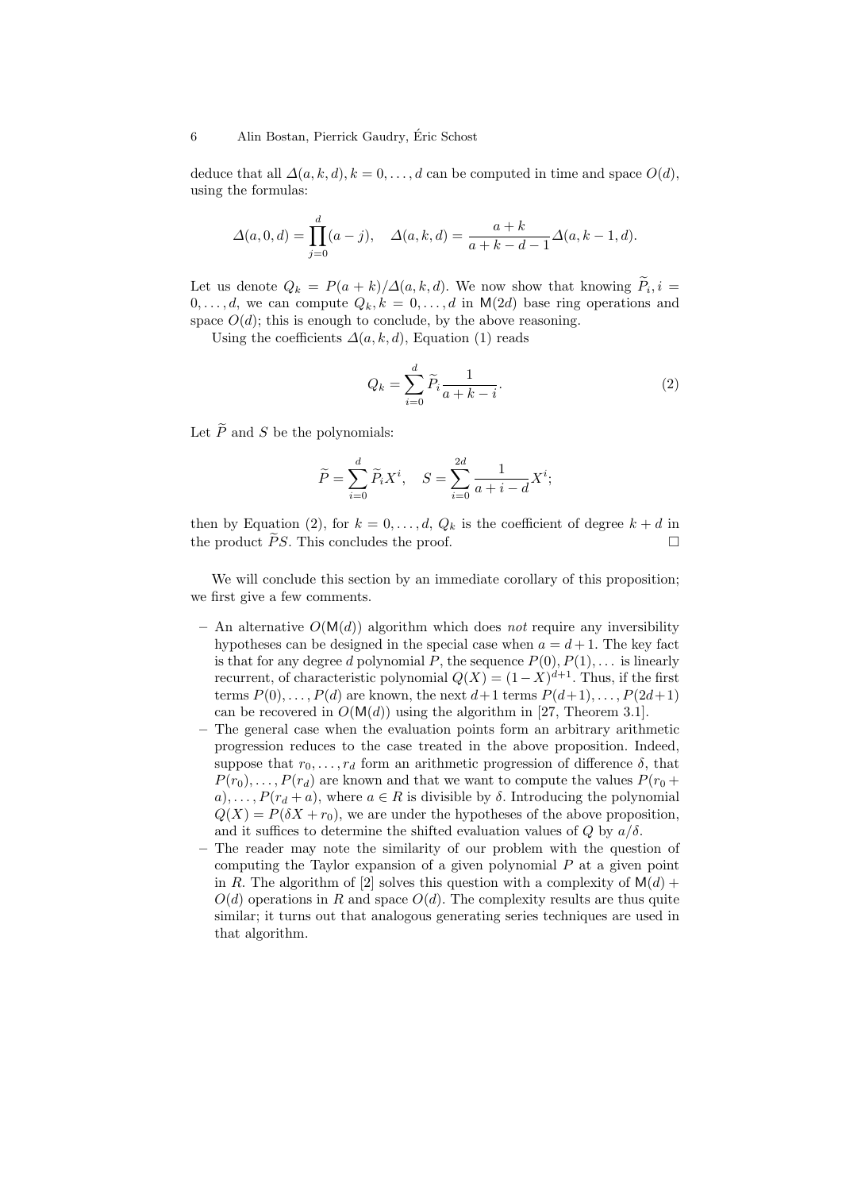deduce that all $\Delta(a, k, d), k = 0, \ldots, d$ can be computed in time and space $O(d)$, using the formulas:

$$\Delta(a, 0, d) = \prod_{j=0}^{d} (a - j), \quad \Delta(a, k, d) = \frac{a + k}{a + k - d - 1} \Delta(a, k - 1, d).$$

Let us denote $Q_k = P(a + k)/\Delta(a, k, d)$. We now show that knowing $\widetilde{P}_i, i = 0, \ldots, d$, we can compute $Q_k, k = 0, \ldots, d$ in $\mathsf{M}(2d)$ base ring operations and space $O(d)$; this is enough to conclude, by the above reasoning.

Using the coefficients $\Delta(a, k, d)$, Equation (1) reads

$$Q_k = \sum_{i=0}^{d} \widetilde{P}_i \frac{1}{a + k - i}. \tag{2}$$

Let $\widetilde{P}$ and $S$ be the polynomials:

$$\widetilde{P} = \sum_{i=0}^{d} \widetilde{P}_i X^i, \quad S = \sum_{i=0}^{2d} \frac{1}{a + i - d} X^i;$$

then by Equation (2), for $k = 0, \ldots, d$, $Q_k$ is the coefficient of degree $k + d$ in the product $\widetilde{P}S$. This concludes the proof. □

We will conclude this section by an immediate corollary of this proposition; we first give a few comments.

- An alternative $O(\mathsf{M}(d))$ algorithm which does *not* require any inversibility hypotheses can be designed in the special case when $a = d + 1$. The key fact is that for any degree $d$ polynomial $P$, the sequence $P(0), P(1), \ldots$ is linearly recurrent, of characteristic polynomial $Q(X) = (1 - X)^{d+1}$. Thus, if the first terms $P(0), \ldots, P(d)$ are known, the next $d+1$ terms $P(d+1), \ldots, P(2d+1)$ can be recovered in $O(\mathsf{M}(d))$ using the algorithm in [27, Theorem 3.1].
- The general case when the evaluation points form an arbitrary arithmetic progression reduces to the case treated in the above proposition. Indeed, suppose that $r_0, \ldots, r_d$ form an arithmetic progression of difference $\delta$, that $P(r_0), \ldots, P(r_d)$ are known and that we want to compute the values $P(r_0 + a), \ldots, P(r_d + a)$, where $a \in R$ is divisible by $\delta$. Introducing the polynomial $Q(X) = P(\delta X + r_0)$, we are under the hypotheses of the above proposition, and it suffices to determine the shifted evaluation values of $Q$ by $a/\delta$.
- The reader may note the similarity of our problem with the question of computing the Taylor expansion of a given polynomial $P$ at a given point in $R$. The algorithm of [2] solves this question with a complexity of $\mathsf{M}(d) + O(d)$ operations in $R$ and space $O(d)$. The complexity results are thus quite similar; it turns out that analogous generating series techniques are used in that algorithm.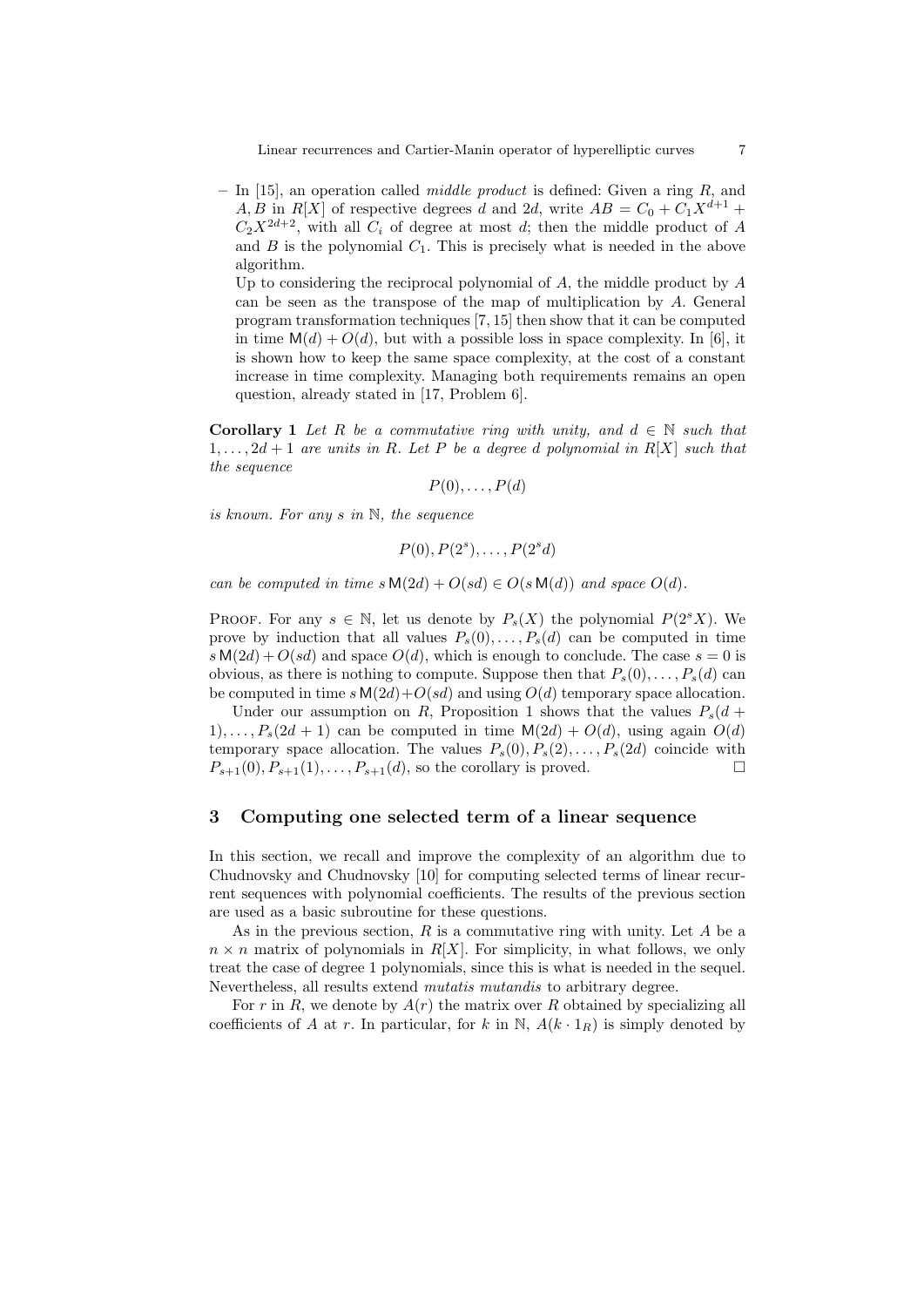– In [15], an operation called *middle product* is defined: Given a ring $R$, and $A, B$ in $R[X]$ of respective degrees $d$ and $2d$, write $AB = C_0 + C_1 X^{d+1} + C_2 X^{2d+2}$, with all $C_i$ of degree at most $d$; then the middle product of $A$ and $B$ is the polynomial $C_1$. This is precisely what is needed in the above algorithm.

  Up to considering the reciprocal polynomial of $A$, the middle product by $A$ can be seen as the transpose of the map of multiplication by $A$. General program transformation techniques [7, 15] then show that it can be computed in time $\mathsf{M}(d) + O(d)$, but with a possible loss in space complexity. In [6], it is shown how to keep the same space complexity, at the cost of a constant increase in time complexity. Managing both requirements remains an open question, already stated in [17, Problem 6].

**Corollary 1** *Let $R$ be a commutative ring with unity, and $d \in \mathbb{N}$ such that $1, \ldots, 2d+1$ are units in $R$. Let $P$ be a degree $d$ polynomial in $R[X]$ such that the sequence*

$$P(0), \ldots, P(d)$$

*is known. For any $s$ in $\mathbb{N}$, the sequence*

$$P(0), P(2^s), \ldots, P(2^s d)$$

*can be computed in time $s\,\mathsf{M}(2d) + O(sd) \in O(s\,\mathsf{M}(d))$ and space $O(d)$.*

Proof. For any $s \in \mathbb{N}$, let us denote by $P_s(X)$ the polynomial $P(2^s X)$. We prove by induction that all values $P_s(0), \ldots, P_s(d)$ can be computed in time $s\,\mathsf{M}(2d) + O(sd)$ and space $O(d)$, which is enough to conclude. The case $s = 0$ is obvious, as there is nothing to compute. Suppose then that $P_s(0), \ldots, P_s(d)$ can be computed in time $s\,\mathsf{M}(2d) + O(sd)$ and using $O(d)$ temporary space allocation.

Under our assumption on $R$, Proposition 1 shows that the values $P_s(d+1), \ldots, P_s(2d+1)$ can be computed in time $\mathsf{M}(2d) + O(d)$, using again $O(d)$ temporary space allocation. The values $P_s(0), P_s(2), \ldots, P_s(2d)$ coincide with $P_{s+1}(0), P_{s+1}(1), \ldots, P_{s+1}(d)$, so the corollary is proved. □

## 3 Computing one selected term of a linear sequence

In this section, we recall and improve the complexity of an algorithm due to Chudnovsky and Chudnovsky [10] for computing selected terms of linear recurrent sequences with polynomial coefficients. The results of the previous section are used as a basic subroutine for these questions.

As in the previous section, $R$ is a commutative ring with unity. Let $A$ be a $n \times n$ matrix of polynomials in $R[X]$. For simplicity, in what follows, we only treat the case of degree 1 polynomials, since this is what is needed in the sequel. Nevertheless, all results extend *mutatis mutandis* to arbitrary degree.

For $r$ in $R$, we denote by $A(r)$ the matrix over $R$ obtained by specializing all coefficients of $A$ at $r$. In particular, for $k$ in $\mathbb{N}$, $A(k \cdot 1_R)$ is simply denoted by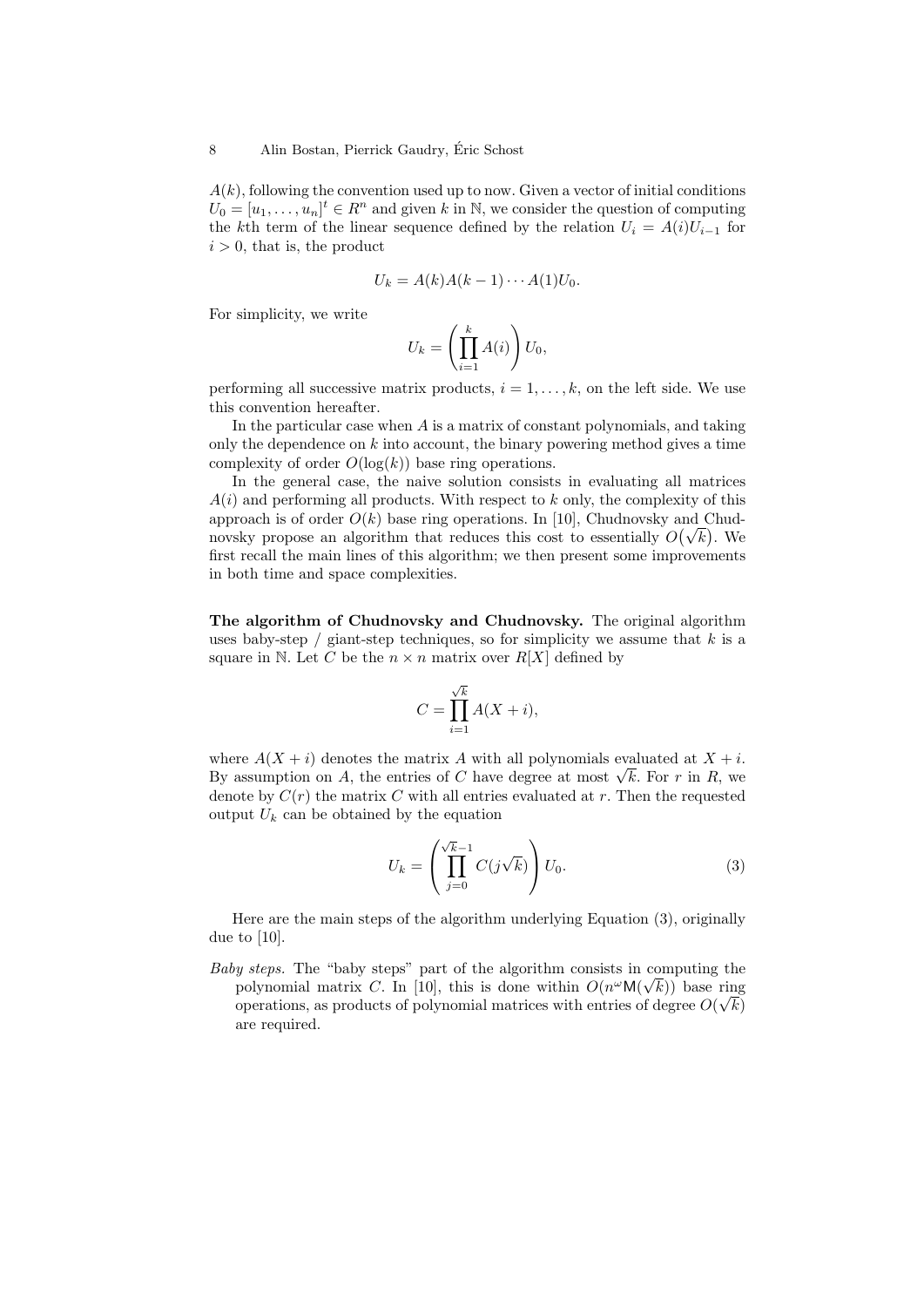$A(k)$, following the convention used up to now. Given a vector of initial conditions $U_0 = [u_1, \ldots, u_n]^t \in R^n$ and given $k$ in $\mathbb{N}$, we consider the question of computing the $k$th term of the linear sequence defined by the relation $U_i = A(i)U_{i-1}$ for $i > 0$, that is, the product

$$U_k = A(k)A(k-1)\cdots A(1)U_0.$$

For simplicity, we write

$$U_k = \left(\prod_{i=1}^{k} A(i)\right) U_0,$$

performing all successive matrix products, $i = 1, \ldots, k$, on the left side. We use this convention hereafter.

In the particular case when $A$ is a matrix of constant polynomials, and taking only the dependence on $k$ into account, the binary powering method gives a time complexity of order $O(\log(k))$ base ring operations.

In the general case, the naive solution consists in evaluating all matrices $A(i)$ and performing all products. With respect to $k$ only, the complexity of this approach is of order $O(k)$ base ring operations. In [10], Chudnovsky and Chudnovsky propose an algorithm that reduces this cost to essentially $O(\sqrt{k})$. We first recall the main lines of this algorithm; we then present some improvements in both time and space complexities.

**The algorithm of Chudnovsky and Chudnovsky.** The original algorithm uses baby-step / giant-step techniques, so for simplicity we assume that $k$ is a square in $\mathbb{N}$. Let $C$ be the $n \times n$ matrix over $R[X]$ defined by

$$C = \prod_{i=1}^{\sqrt{k}} A(X+i),$$

where $A(X+i)$ denotes the matrix $A$ with all polynomials evaluated at $X+i$. By assumption on $A$, the entries of $C$ have degree at most $\sqrt{k}$. For $r$ in $R$, we denote by $C(r)$ the matrix $C$ with all entries evaluated at $r$. Then the requested output $U_k$ can be obtained by the equation

$$U_k = \left(\prod_{j=0}^{\sqrt{k}-1} C(j\sqrt{k})\right) U_0. \tag{3}$$

Here are the main steps of the algorithm underlying Equation (3), originally due to [10].

*Baby steps.* The "baby steps" part of the algorithm consists in computing the polynomial matrix $C$. In [10], this is done within $O(n^\omega \mathsf{M}(\sqrt{k}))$ base ring operations, as products of polynomial matrices with entries of degree $O(\sqrt{k})$ are required.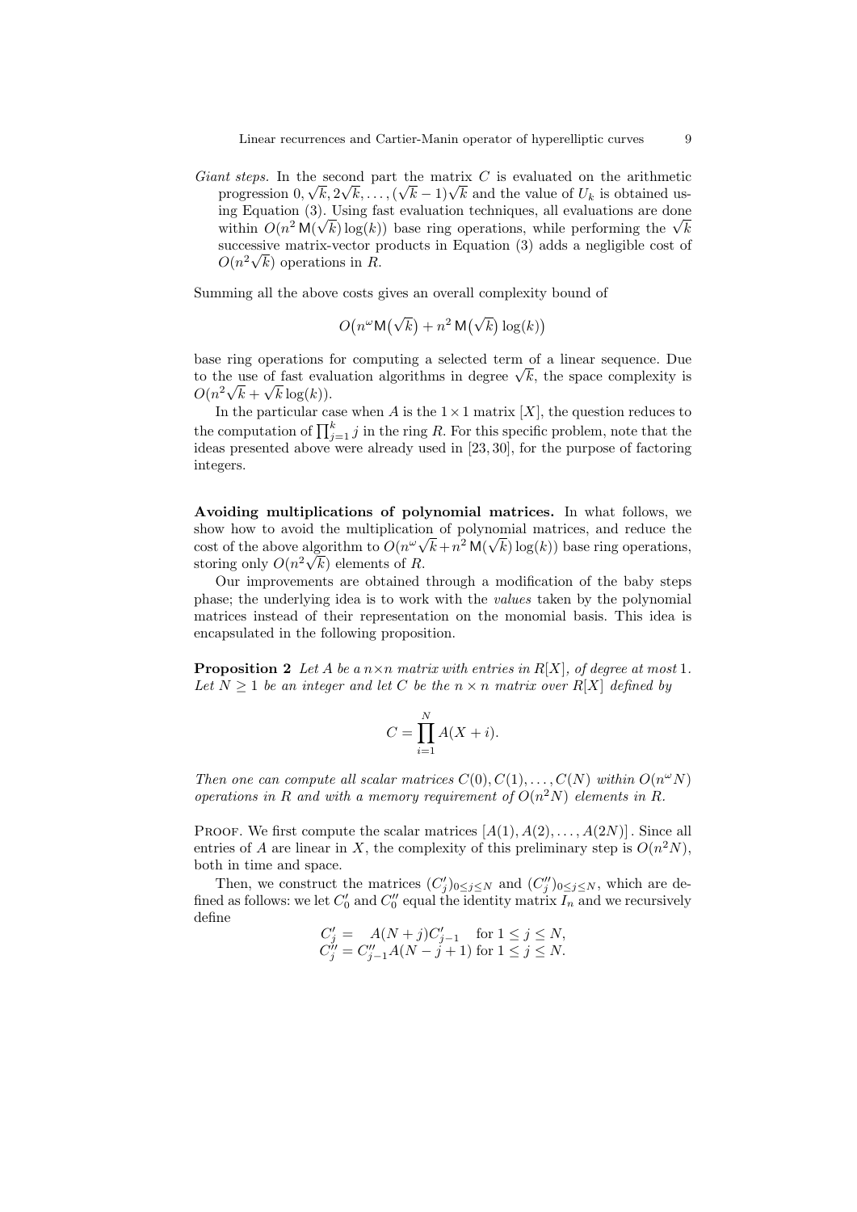*Giant steps.* In the second part the matrix $C$ is evaluated on the arithmetic progression $0, \sqrt{k}, 2\sqrt{k}, \dots, (\sqrt{k}-1)\sqrt{k}$ and the value of $U_k$ is obtained using Equation (3). Using fast evaluation techniques, all evaluations are done within $O(n^2\,\mathsf{M}(\sqrt{k})\log(k))$ base ring operations, while performing the $\sqrt{k}$ successive matrix-vector products in Equation (3) adds a negligible cost of $O(n^2\sqrt{k})$ operations in $R$.

Summing all the above costs gives an overall complexity bound of

$$O\big(n^\omega \mathsf{M}\big(\sqrt{k}\big) + n^2\,\mathsf{M}\big(\sqrt{k}\big)\log(k)\big)$$

base ring operations for computing a selected term of a linear sequence. Due to the use of fast evaluation algorithms in degree $\sqrt{k}$, the space complexity is $O(n^2\sqrt{k} + \sqrt{k}\log(k))$.

In the particular case when $A$ is the $1 \times 1$ matrix $[X]$, the question reduces to the computation of $\prod_{j=1}^{k} j$ in the ring $R$. For this specific problem, note that the ideas presented above were already used in [23, 30], for the purpose of factoring integers.

**Avoiding multiplications of polynomial matrices.** In what follows, we show how to avoid the multiplication of polynomial matrices, and reduce the cost of the above algorithm to $O(n^\omega\sqrt{k} + n^2\,\mathsf{M}(\sqrt{k})\log(k))$ base ring operations, storing only $O(n^2\sqrt{k})$ elements of $R$.

Our improvements are obtained through a modification of the baby steps phase; the underlying idea is to work with the *values* taken by the polynomial matrices instead of their representation on the monomial basis. This idea is encapsulated in the following proposition.

**Proposition 2** *Let $A$ be a $n\times n$ matrix with entries in $R[X]$, of degree at most 1. Let $N \geq 1$ be an integer and let $C$ be the $n \times n$ matrix over $R[X]$ defined by*

$$C = \prod_{i=1}^{N} A(X+i).$$

*Then one can compute all scalar matrices $C(0), C(1), \dots, C(N)$ within $O(n^\omega N)$ operations in $R$ and with a memory requirement of $O(n^2 N)$ elements in $R$.*

Proof. We first compute the scalar matrices $[A(1), A(2), \dots, A(2N)]$. Since all entries of $A$ are linear in $X$, the complexity of this preliminary step is $O(n^2 N)$, both in time and space.

Then, we construct the matrices $(C'_j)_{0\leq j\leq N}$ and $(C''_j)_{0\leq j\leq N}$, which are defined as follows: we let $C'_0$ and $C''_0$ equal the identity matrix $I_n$ and we recursively define

$$\begin{aligned} C'_j &= A(N+j)C'_{j-1} \quad \text{for } 1 \leq j \leq N, \\ C''_j &= C''_{j-1}A(N-j+1) \text{ for } 1 \leq j \leq N. \end{aligned}$$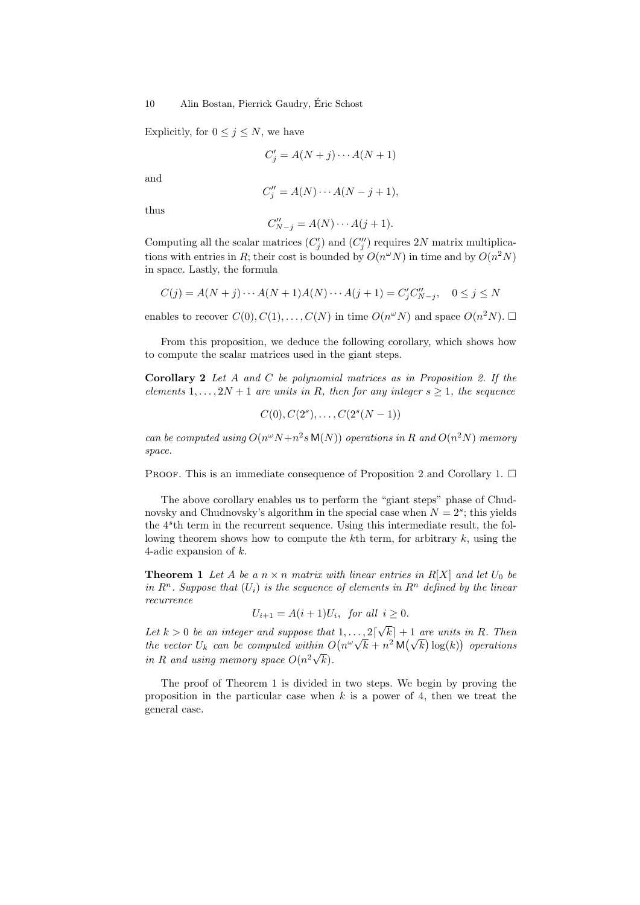Explicitly, for $0 \leq j \leq N$, we have

$$C'_j = A(N+j) \cdots A(N+1)$$

and

$$C''_j = A(N) \cdots A(N-j+1),$$

thus

$$C''_{N-j} = A(N) \cdots A(j+1).$$

Computing all the scalar matrices $(C'_j)$ and $(C''_j)$ requires $2N$ matrix multiplications with entries in $R$; their cost is bounded by $O(n^\omega N)$ in time and by $O(n^2 N)$ in space. Lastly, the formula

$$C(j) = A(N+j) \cdots A(N+1) A(N) \cdots A(j+1) = C'_j C''_{N-j}, \quad 0 \leq j \leq N$$

enables to recover $C(0), C(1), \ldots, C(N)$ in time $O(n^\omega N)$ and space $O(n^2 N)$. □

From this proposition, we deduce the following corollary, which shows how to compute the scalar matrices used in the giant steps.

**Corollary 2** *Let $A$ and $C$ be polynomial matrices as in Proposition 2. If the elements $1, \ldots, 2N+1$ are units in $R$, then for any integer $s \geq 1$, the sequence*

$$C(0), C(2^s), \ldots, C(2^s(N-1))$$

*can be computed using $O(n^\omega N + n^2 s \,\mathsf{M}(N))$ operations in $R$ and $O(n^2 N)$ memory space.*

Proof. This is an immediate consequence of Proposition 2 and Corollary 1. □

The above corollary enables us to perform the "giant steps" phase of Chudnovsky and Chudnovsky's algorithm in the special case when $N = 2^s$; this yields the $4^s$th term in the recurrent sequence. Using this intermediate result, the following theorem shows how to compute the $k$th term, for arbitrary $k$, using the 4-adic expansion of $k$.

**Theorem 1** *Let $A$ be a $n \times n$ matrix with linear entries in $R[X]$ and let $U_0$ be in $R^n$. Suppose that $(U_i)$ is the sequence of elements in $R^n$ defined by the linear recurrence*

$$U_{i+1} = A(i+1) U_i, \quad \text{for all } i \geq 0.$$

*Let $k > 0$ be an integer and suppose that $1, \ldots, 2\lceil \sqrt{k} \rceil + 1$ are units in $R$. Then the vector $U_k$ can be computed within $O\big(n^\omega \sqrt{k} + n^2 \,\mathsf{M}\big(\sqrt{k}\big) \log(k)\big)$ operations in $R$ and using memory space $O(n^2 \sqrt{k})$.*

The proof of Theorem 1 is divided in two steps. We begin by proving the proposition in the particular case when $k$ is a power of 4, then we treat the general case.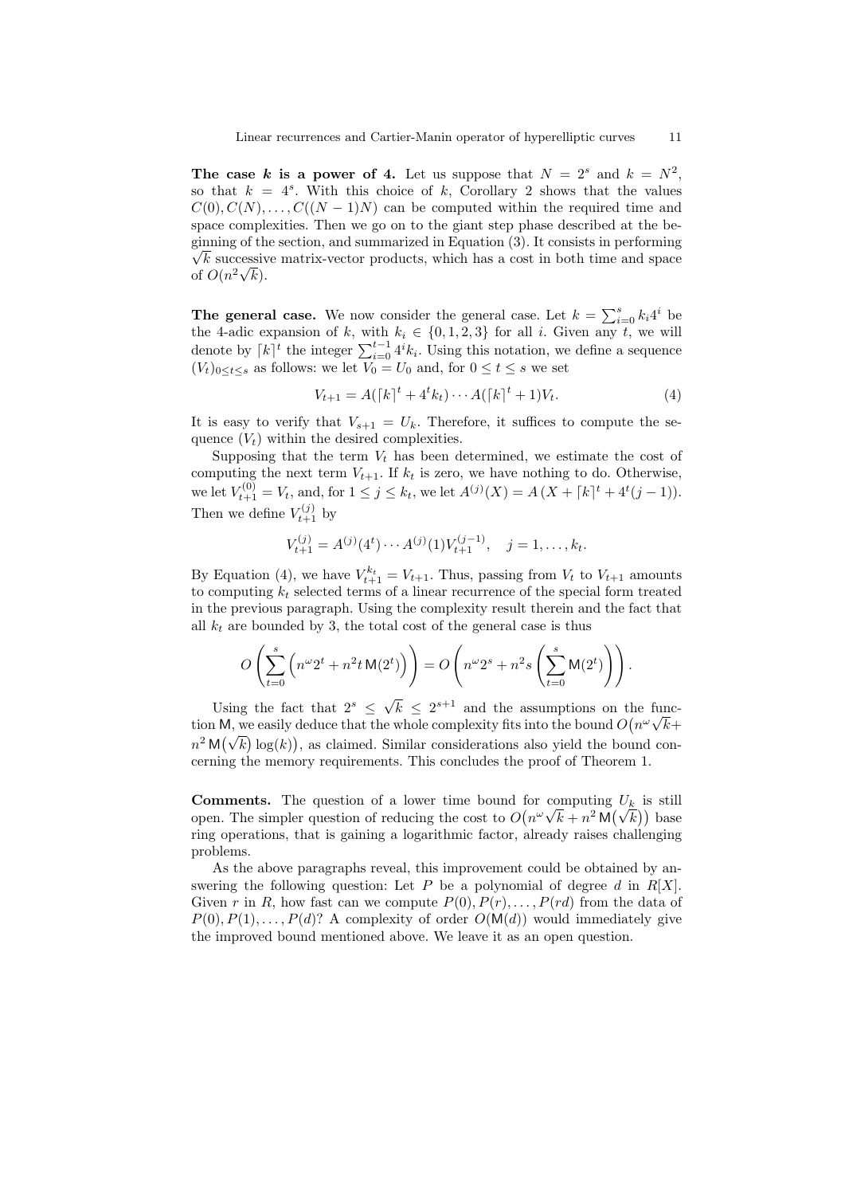**The case $k$ is a power of 4.** Let us suppose that $N = 2^s$ and $k = N^2$, so that $k = 4^s$. With this choice of $k$, Corollary 2 shows that the values $C(0), C(N), \ldots, C((N-1)N)$ can be computed within the required time and space complexities. Then we go on to the giant step phase described at the beginning of the section, and summarized in Equation (3). It consists in performing $\sqrt{k}$ successive matrix-vector products, which has a cost in both time and space of $O(n^2\sqrt{k})$.

**The general case.** We now consider the general case. Let $k = \sum_{i=0}^{s} k_i 4^i$ be the 4-adic expansion of $k$, with $k_i \in \{0, 1, 2, 3\}$ for all $i$. Given any $t$, we will denote by $\lceil k \rceil^t$ the integer $\sum_{i=0}^{t-1} 4^i k_i$. Using this notation, we define a sequence $(V_t)_{0 \le t \le s}$ as follows: we let $V_0 = U_0$ and, for $0 \le t \le s$ we set

$$V_{t+1} = A(\lceil k \rceil^t + 4^t k_t) \cdots A(\lceil k \rceil^t + 1) V_t. \tag{4}$$

It is easy to verify that $V_{s+1} = U_k$. Therefore, it suffices to compute the sequence $(V_t)$ within the desired complexities.

Supposing that the term $V_t$ has been determined, we estimate the cost of computing the next term $V_{t+1}$. If $k_t$ is zero, we have nothing to do. Otherwise, we let $V_{t+1}^{(0)} = V_t$, and, for $1 \le j \le k_t$, we let $A^{(j)}(X) = A\left(X + \lceil k \rceil^t + 4^t(j-1)\right)$. Then we define $V_{t+1}^{(j)}$ by

$$V_{t+1}^{(j)} = A^{(j)}(4^t) \cdots A^{(j)}(1) V_{t+1}^{(j-1)}, \quad j = 1, \ldots, k_t.$$

By Equation (4), we have $V_{t+1}^{k_t} = V_{t+1}$. Thus, passing from $V_t$ to $V_{t+1}$ amounts to computing $k_t$ selected terms of a linear recurrence of the special form treated in the previous paragraph. Using the complexity result therein and the fact that all $k_t$ are bounded by 3, the total cost of the general case is thus

$$O\left(\sum_{t=0}^{s}\left(n^\omega 2^t + n^2 t\,\mathsf{M}(2^t)\right)\right) = O\left(n^\omega 2^s + n^2 s\left(\sum_{t=0}^{s}\mathsf{M}(2^t)\right)\right).$$

Using the fact that $2^s \le \sqrt{k} \le 2^{s+1}$ and the assumptions on the function $\mathsf{M}$, we easily deduce that the whole complexity fits into the bound $O\big(n^\omega\sqrt{k} + n^2\,\mathsf{M}\big(\sqrt{k}\big)\log(k)\big)$, as claimed. Similar considerations also yield the bound concerning the memory requirements. This concludes the proof of Theorem 1.

**Comments.** The question of a lower time bound for computing $U_k$ is still open. The simpler question of reducing the cost to $O\big(n^\omega\sqrt{k} + n^2\,\mathsf{M}\big(\sqrt{k}\big)\big)$ base ring operations, that is gaining a logarithmic factor, already raises challenging problems.

As the above paragraphs reveal, this improvement could be obtained by answering the following question: Let $P$ be a polynomial of degree $d$ in $R[X]$. Given $r$ in $R$, how fast can we compute $P(0), P(r), \ldots, P(rd)$ from the data of $P(0), P(1), \ldots, P(d)$? A complexity of order $O(\mathsf{M}(d))$ would immediately give the improved bound mentioned above. We leave it as an open question.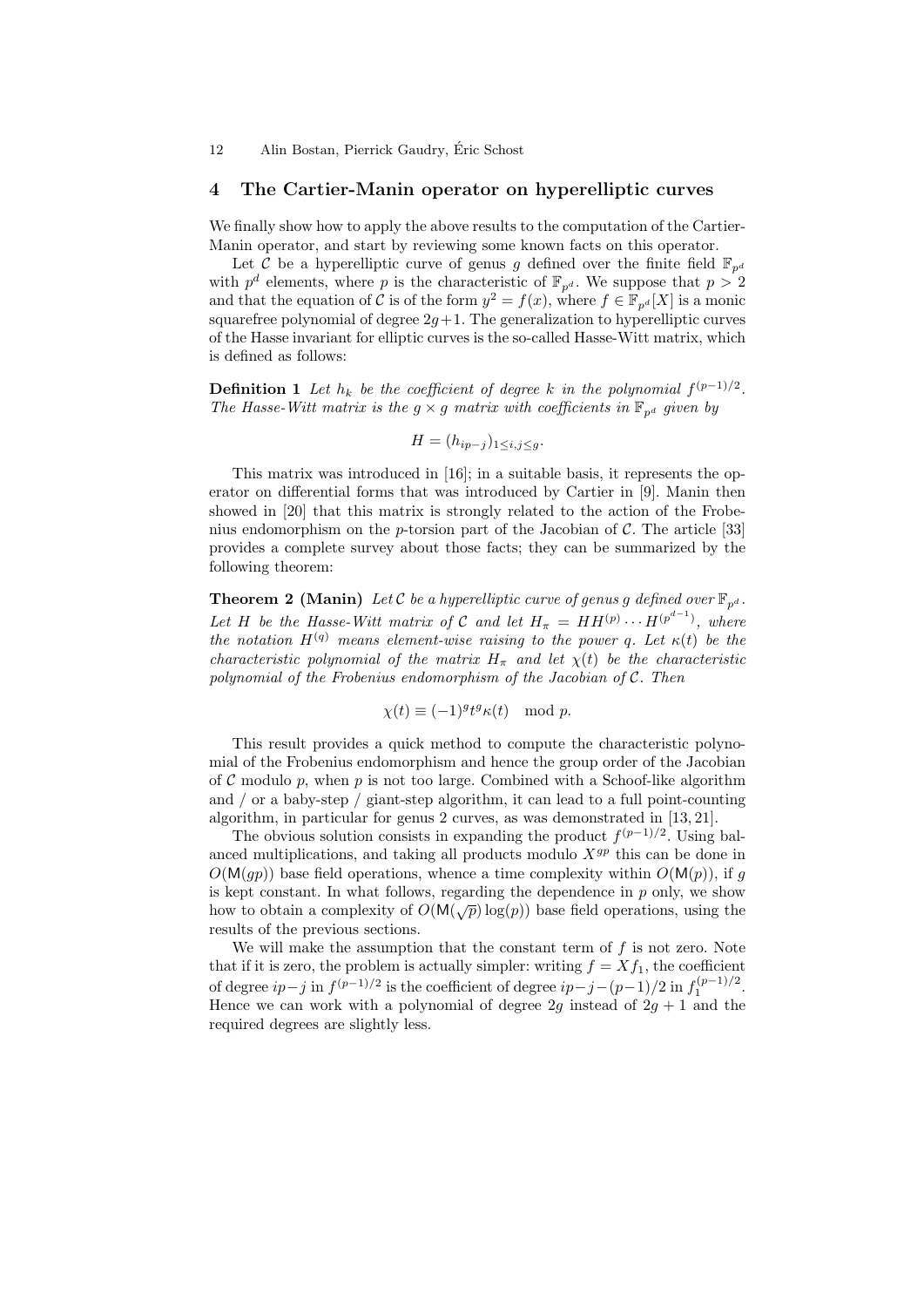## 4 The Cartier-Manin operator on hyperelliptic curves

We finally show how to apply the above results to the computation of the Cartier-Manin operator, and start by reviewing some known facts on this operator.

Let $\mathcal{C}$ be a hyperelliptic curve of genus $g$ defined over the finite field $\mathbb{F}_{p^d}$ with $p^d$ elements, where $p$ is the characteristic of $\mathbb{F}_{p^d}$. We suppose that $p > 2$ and that the equation of $\mathcal{C}$ is of the form $y^2 = f(x)$, where $f \in \mathbb{F}_{p^d}[X]$ is a monic squarefree polynomial of degree $2g+1$. The generalization to hyperelliptic curves of the Hasse invariant for elliptic curves is the so-called Hasse-Witt matrix, which is defined as follows:

**Definition 1** *Let $h_k$ be the coefficient of degree $k$ in the polynomial $f^{(p-1)/2}$. The Hasse-Witt matrix is the $g \times g$ matrix with coefficients in $\mathbb{F}_{p^d}$ given by*

$$H = (h_{ip-j})_{1 \le i,j \le g}.$$

This matrix was introduced in [16]; in a suitable basis, it represents the operator on differential forms that was introduced by Cartier in [9]. Manin then showed in [20] that this matrix is strongly related to the action of the Frobenius endomorphism on the $p$-torsion part of the Jacobian of $\mathcal{C}$. The article [33] provides a complete survey about those facts; they can be summarized by the following theorem:

**Theorem 2 (Manin)** *Let $\mathcal{C}$ be a hyperelliptic curve of genus $g$ defined over $\mathbb{F}_{p^d}$. Let $H$ be the Hasse-Witt matrix of $\mathcal{C}$ and let $H_\pi = HH^{(p)} \cdots H^{(p^{d-1})}$, where the notation $H^{(q)}$ means element-wise raising to the power $q$. Let $\kappa(t)$ be the characteristic polynomial of the matrix $H_\pi$ and let $\chi(t)$ be the characteristic polynomial of the Frobenius endomorphism of the Jacobian of $\mathcal{C}$. Then*

$$\chi(t) \equiv (-1)^g t^g \kappa(t) \mod p.$$

This result provides a quick method to compute the characteristic polynomial of the Frobenius endomorphism and hence the group order of the Jacobian of $\mathcal{C}$ modulo $p$, when $p$ is not too large. Combined with a Schoof-like algorithm and / or a baby-step / giant-step algorithm, it can lead to a full point-counting algorithm, in particular for genus 2 curves, as was demonstrated in [13, 21].

The obvious solution consists in expanding the product $f^{(p-1)/2}$. Using balanced multiplications, and taking all products modulo $X^{gp}$ this can be done in $O(\mathsf{M}(gp))$ base field operations, whence a time complexity within $O(\mathsf{M}(p))$, if $g$ is kept constant. In what follows, regarding the dependence in $p$ only, we show how to obtain a complexity of $O(\mathsf{M}(\sqrt{p})\log(p))$ base field operations, using the results of the previous sections.

We will make the assumption that the constant term of $f$ is not zero. Note that if it is zero, the problem is actually simpler: writing $f = Xf_1$, the coefficient of degree $ip-j$ in $f^{(p-1)/2}$ is the coefficient of degree $ip-j-(p-1)/2$ in $f_1^{(p-1)/2}$. Hence we can work with a polynomial of degree $2g$ instead of $2g+1$ and the required degrees are slightly less.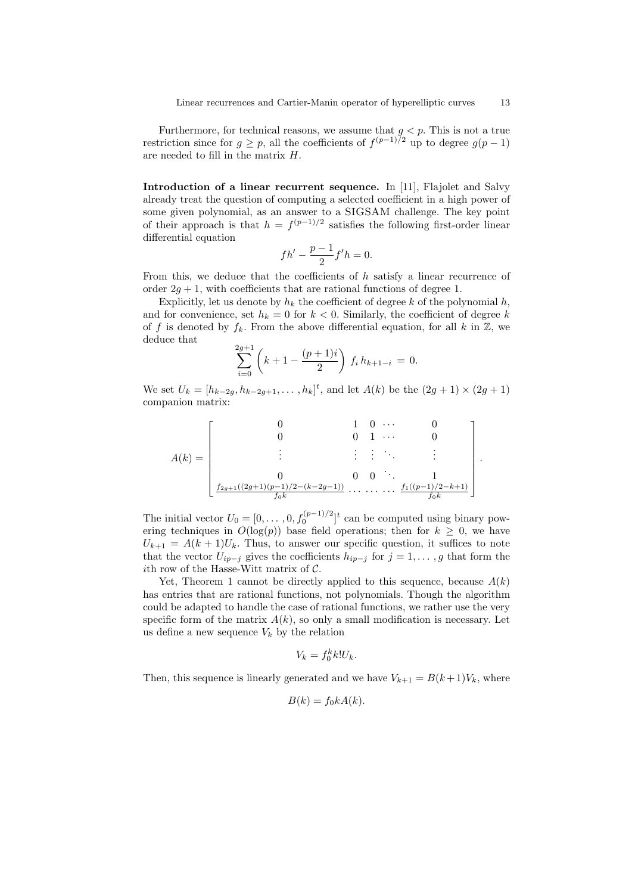Furthermore, for technical reasons, we assume that $g < p$. This is not a true restriction since for $g \geq p$, all the coefficients of $f^{(p-1)/2}$ up to degree $g(p-1)$ are needed to fill in the matrix $H$.

**Introduction of a linear recurrent sequence.** In [11], Flajolet and Salvy already treat the question of computing a selected coefficient in a high power of some given polynomial, as an answer to a SIGSAM challenge. The key point of their approach is that $h = f^{(p-1)/2}$ satisfies the following first-order linear differential equation

$$fh' - \frac{p-1}{2} f' h = 0.$$

From this, we deduce that the coefficients of $h$ satisfy a linear recurrence of order $2g + 1$, with coefficients that are rational functions of degree 1.

Explicitly, let us denote by $h_k$ the coefficient of degree $k$ of the polynomial $h$, and for convenience, set $h_k = 0$ for $k < 0$. Similarly, the coefficient of degree $k$ of $f$ is denoted by $f_k$. From the above differential equation, for all $k$ in $\mathbb{Z}$, we deduce that

$$\sum_{i=0}^{2g+1} \left( k + 1 - \frac{(p+1)i}{2} \right) f_i \, h_{k+1-i} \, = \, 0.$$

We set $U_k = [h_{k-2g}, h_{k-2g+1}, \dots, h_k]^t$, and let $A(k)$ be the $(2g+1) \times (2g+1)$ companion matrix:

$$A(k) = \begin{bmatrix} 0 & 1 & 0 & \cdots & 0 \\ 0 & 0 & 1 & \cdots & 0 \\ \vdots & \vdots & \vdots & \ddots & \vdots \\ 0 & 0 & 0 & \ddots & 1 \\ \frac{f_{2g+1}((2g+1)(p-1)/2-(k-2g-1))}{f_0 k} & \cdots & \cdots & \cdots & \frac{f_1((p-1)/2-k+1)}{f_0 k} \end{bmatrix}.$$

The initial vector $U_0 = [0, \dots, 0, f_0^{(p-1)/2}]^t$ can be computed using binary powering techniques in $O(\log(p))$ base field operations; then for $k \geq 0$, we have $U_{k+1} = A(k+1) U_k$. Thus, to answer our specific question, it suffices to note that the vector $U_{ip-j}$ gives the coefficients $h_{ip-j}$ for $j = 1, \dots, g$ that form the $i$th row of the Hasse-Witt matrix of $\mathcal{C}$.

Yet, Theorem 1 cannot be directly applied to this sequence, because $A(k)$ has entries that are rational functions, not polynomials. Though the algorithm could be adapted to handle the case of rational functions, we rather use the very specific form of the matrix $A(k)$, so only a small modification is necessary. Let us define a new sequence $V_k$ by the relation

$$V_k = f_0^k k! U_k.$$

Then, this sequence is linearly generated and we have $V_{k+1} = B(k+1) V_k$, where

$$B(k) = f_0 k A(k).$$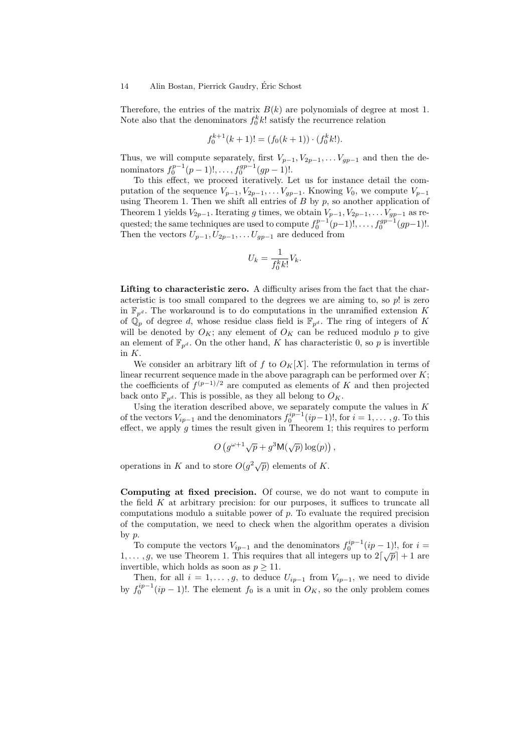Therefore, the entries of the matrix $B(k)$ are polynomials of degree at most 1. Note also that the denominators $f_0^k k!$ satisfy the recurrence relation

$$f_0^{k+1}(k+1)! = (f_0(k+1)) \cdot (f_0^k k!).$$

Thus, we will compute separately, first $V_{p-1}, V_{2p-1}, \ldots V_{gp-1}$ and then the denominators $f_0^{p-1}(p-1)!, \ldots, f_0^{gp-1}(gp-1)!$.

To this effect, we proceed iteratively. Let us for instance detail the computation of the sequence $V_{p-1}, V_{2p-1}, \ldots V_{gp-1}$. Knowing $V_0$, we compute $V_{p-1}$ using Theorem 1. Then we shift all entries of $B$ by $p$, so another application of Theorem 1 yields $V_{2p-1}$. Iterating $g$ times, we obtain $V_{p-1}, V_{2p-1}, \ldots V_{gp-1}$ as requested; the same techniques are used to compute $f_0^{p-1}(p-1)!, \ldots, f_0^{gp-1}(gp-1)!$. Then the vectors $U_{p-1}, U_{2p-1}, \ldots U_{gp-1}$ are deduced from

$$U_k = \frac{1}{f_0^k k!} V_k.$$

**Lifting to characteristic zero.** A difficulty arises from the fact that the characteristic is too small compared to the degrees we are aiming to, so $p!$ is zero in $\mathbb{F}_{p^d}$. The workaround is to do computations in the unramified extension $K$ of $\mathbb{Q}_p$ of degree $d$, whose residue class field is $\mathbb{F}_{p^d}$. The ring of integers of $K$ will be denoted by $O_K$; any element of $O_K$ can be reduced modulo $p$ to give an element of $\mathbb{F}_{p^d}$. On the other hand, $K$ has characteristic 0, so $p$ is invertible in $K$.

We consider an arbitrary lift of $f$ to $O_K[X]$. The reformulation in terms of linear recurrent sequence made in the above paragraph can be performed over $K$; the coefficients of $f^{(p-1)/2}$ are computed as elements of $K$ and then projected back onto $\mathbb{F}_{p^d}$. This is possible, as they all belong to $O_K$.

Using the iteration described above, we separately compute the values in $K$ of the vectors $V_{ip-1}$ and the denominators $f_0^{ip-1}(ip-1)!$, for $i = 1, \ldots, g$. To this effect, we apply $g$ times the result given in Theorem 1; this requires to perform

$$O\left(g^{\omega+1}\sqrt{p} + g^3 \mathsf{M}(\sqrt{p}) \log(p)\right),$$

operations in $K$ and to store $O(g^2\sqrt{p})$ elements of $K$.

**Computing at fixed precision.** Of course, we do not want to compute in the field $K$ at arbitrary precision: for our purposes, it suffices to truncate all computations modulo a suitable power of $p$. To evaluate the required precision of the computation, we need to check when the algorithm operates a division by $p$.

To compute the vectors $V_{ip-1}$ and the denominators $f_0^{ip-1}(ip-1)!$, for $i = 1, \ldots, g$, we use Theorem 1. This requires that all integers up to $2\lceil\sqrt{p}\rceil + 1$ are invertible, which holds as soon as $p \geq 11$.

Then, for all $i = 1, \ldots, g$, to deduce $U_{ip-1}$ from $V_{ip-1}$, we need to divide by $f_0^{ip-1}(ip-1)!$. The element $f_0$ is a unit in $O_K$, so the only problem comes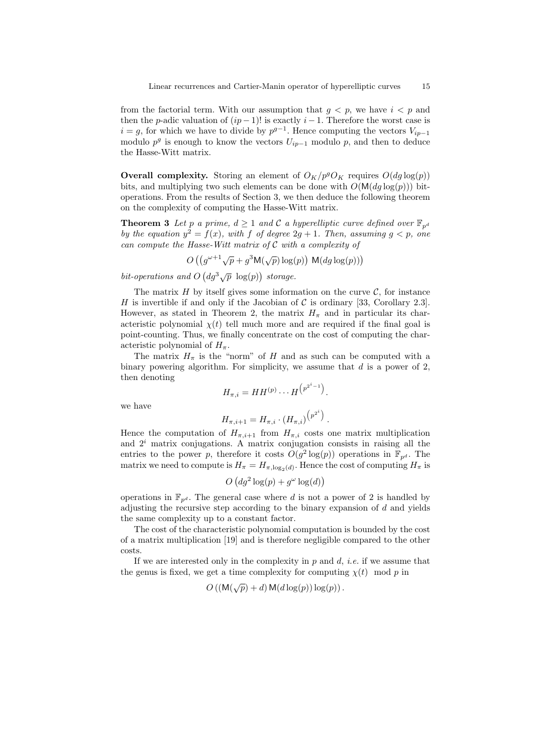from the factorial term. With our assumption that $g < p$, we have $i < p$ and then the $p$-adic valuation of $(ip-1)!$ is exactly $i-1$. Therefore the worst case is $i = g$, for which we have to divide by $p^{g-1}$. Hence computing the vectors $V_{ip-1}$ modulo $p^g$ is enough to know the vectors $U_{ip-1}$ modulo $p$, and then to deduce the Hasse-Witt matrix.

**Overall complexity.** Storing an element of $O_K/p^g O_K$ requires $O(dg\log(p))$ bits, and multiplying two such elements can be done with $O(\mathsf{M}(dg\log(p)))$ bit-operations. From the results of Section 3, we then deduce the following theorem on the complexity of computing the Hasse-Witt matrix.

**Theorem 3** *Let $p$ a prime, $d \geq 1$ and $\mathcal{C}$ a hyperelliptic curve defined over $\mathbb{F}_{p^d}$ by the equation $y^2 = f(x)$, with $f$ of degree $2g+1$. Then, assuming $g < p$, one can compute the Hasse-Witt matrix of $\mathcal{C}$ with a complexity of*

$$O\left(\left(g^{\omega+1}\sqrt{p} + g^3\mathsf{M}(\sqrt{p})\log(p)\right)\,\mathsf{M}(dg\log(p))\right)$$

*bit-operations and $O\left(dg^3\sqrt{p}\,\log(p)\right)$ storage.*

The matrix $H$ by itself gives some information on the curve $\mathcal{C}$, for instance $H$ is invertible if and only if the Jacobian of $\mathcal{C}$ is ordinary [33, Corollary 2.3]. However, as stated in Theorem 2, the matrix $H_\pi$ and in particular its characteristic polynomial $\chi(t)$ tell much more and are required if the final goal is point-counting. Thus, we finally concentrate on the cost of computing the characteristic polynomial of $H_\pi$.

The matrix $H_\pi$ is the "norm" of $H$ and as such can be computed with a binary powering algorithm. For simplicity, we assume that $d$ is a power of 2, then denoting

$$H_{\pi,i} = HH^{(p)}\cdots H^{\left(p^{2^i-1}\right)}.$$

we have

$$H_{\pi,i+1} = H_{\pi,i}\cdot\left(H_{\pi,i}\right)^{\left(p^{2^i}\right)}.$$

Hence the computation of $H_{\pi,i+1}$ from $H_{\pi,i}$ costs one matrix multiplication and $2^i$ matrix conjugations. A matrix conjugation consists in raising all the entries to the power $p$, therefore it costs $O(g^2\log(p))$ operations in $\mathbb{F}_{p^d}$. The matrix we need to compute is $H_\pi = H_{\pi,\log_2(d)}$. Hence the cost of computing $H_\pi$ is

$$O\left(dg^2\log(p) + g^\omega\log(d)\right)$$

operations in $\mathbb{F}_{p^d}$. The general case where $d$ is not a power of 2 is handled by adjusting the recursive step according to the binary expansion of $d$ and yields the same complexity up to a constant factor.

The cost of the characteristic polynomial computation is bounded by the cost of a matrix multiplication [19] and is therefore negligible compared to the other costs.

If we are interested only in the complexity in $p$ and $d$, *i.e.* if we assume that the genus is fixed, we get a time complexity for computing $\chi(t) \mod p$ in

$$O\left(\left(\mathsf{M}(\sqrt{p}) + d\right)\mathsf{M}(d\log(p))\log(p)\right).$$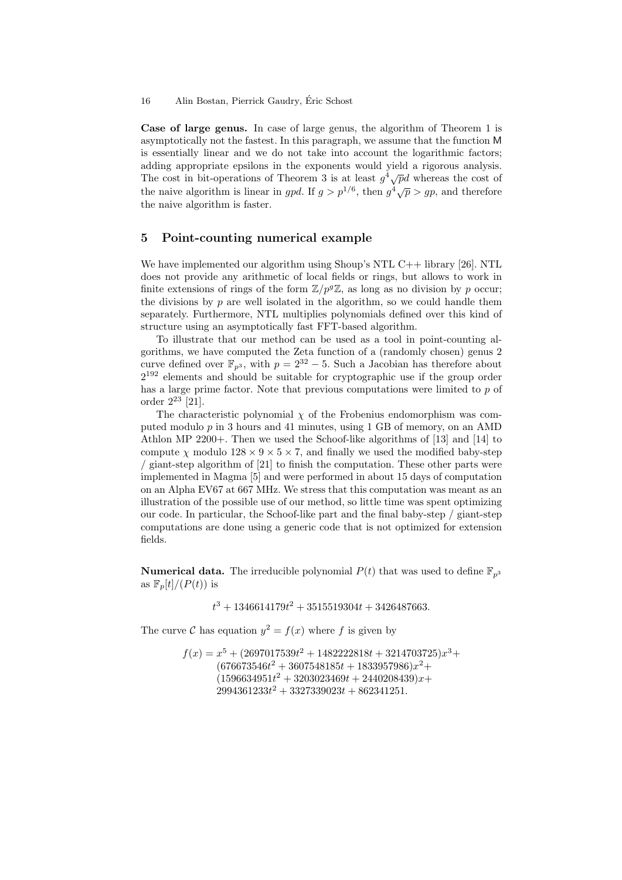**Case of large genus.** In case of large genus, the algorithm of Theorem 1 is asymptotically not the fastest. In this paragraph, we assume that the function $\mathsf{M}$ is essentially linear and we do not take into account the logarithmic factors; adding appropriate epsilons in the exponents would yield a rigorous analysis. The cost in bit-operations of Theorem 3 is at least $g^4\sqrt{p}d$ whereas the cost of the naive algorithm is linear in $gpd$. If $g > p^{1/6}$, then $g^4\sqrt{p} > gp$, and therefore the naive algorithm is faster.

## 5 Point-counting numerical example

We have implemented our algorithm using Shoup's NTL C++ library [26]. NTL does not provide any arithmetic of local fields or rings, but allows to work in finite extensions of rings of the form $\mathbb{Z}/p^g\mathbb{Z}$, as long as no division by $p$ occur; the divisions by $p$ are well isolated in the algorithm, so we could handle them separately. Furthermore, NTL multiplies polynomials defined over this kind of structure using an asymptotically fast FFT-based algorithm.

To illustrate that our method can be used as a tool in point-counting algorithms, we have computed the Zeta function of a (randomly chosen) genus 2 curve defined over $\mathbb{F}_{p^3}$, with $p = 2^{32} - 5$. Such a Jacobian has therefore about $2^{192}$ elements and should be suitable for cryptographic use if the group order has a large prime factor. Note that previous computations were limited to $p$ of order $2^{23}$ [21].

The characteristic polynomial $\chi$ of the Frobenius endomorphism was computed modulo $p$ in 3 hours and 41 minutes, using 1 GB of memory, on an AMD Athlon MP 2200+. Then we used the Schoof-like algorithms of [13] and [14] to compute $\chi$ modulo $128 \times 9 \times 5 \times 7$, and finally we used the modified baby-step / giant-step algorithm of [21] to finish the computation. These other parts were implemented in Magma [5] and were performed in about 15 days of computation on an Alpha EV67 at 667 MHz. We stress that this computation was meant as an illustration of the possible use of our method, so little time was spent optimizing our code. In particular, the Schoof-like part and the final baby-step / giant-step computations are done using a generic code that is not optimized for extension fields.

**Numerical data.** The irreducible polynomial $P(t)$ that was used to define $\mathbb{F}_{p^3}$ as $\mathbb{F}_p[t]/(P(t))$ is

$$t^3 + 1346614179t^2 + 3515519304t + 3426487663.$$

The curve $\mathcal{C}$ has equation $y^2 = f(x)$ where $f$ is given by

$$\begin{aligned} f(x) = x^5 &+ (2697017539t^2 + 1482222818t + 3214703725)x^3 + \\ &(676673546t^2 + 3607548185t + 1833957986)x^2 + \\ &(1596634951t^2 + 3203023469t + 2440208439)x + \\ &2994361233t^2 + 3327339023t + 862341251. \end{aligned}$$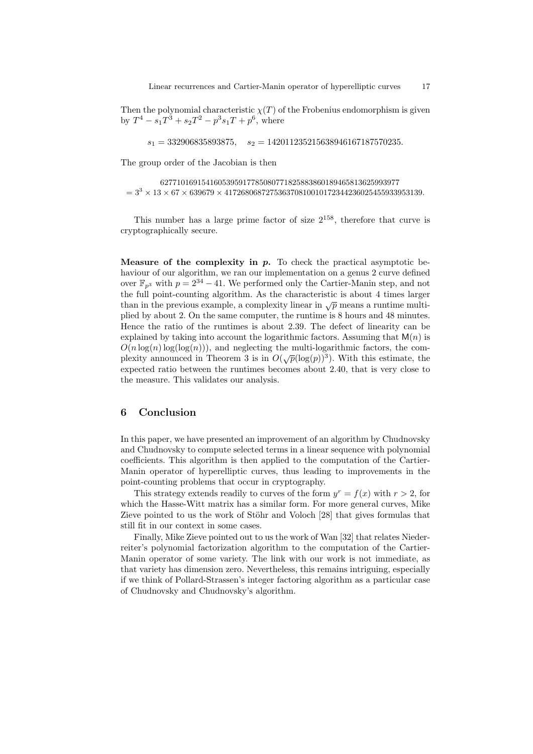Then the polynomial characteristic $\chi(T)$ of the Frobenius endomorphism is given by $T^4 - s_1 T^3 + s_2 T^2 - p^3 s_1 T + p^6$, where

$$s_1 = 332906835893875, \quad s_2 = 142011235215638946167187570235.$$

The group order of the Jacobian is then

$$\begin{aligned} &627710169154160539591778508077182588386018946581362599397 7 \\ &= 3^3 \times 13 \times 67 \times 639679 \times 417268068727536370810010172344236025455933953139. \end{aligned}$$

This number has a large prime factor of size $2^{158}$, therefore that curve is cryptographically secure.

**Measure of the complexity in *p*.** To check the practical asymptotic behaviour of our algorithm, we ran our implementation on a genus 2 curve defined over $\mathbb{F}_{p^3}$ with $p = 2^{34} - 41$. We performed only the Cartier-Manin step, and not the full point-counting algorithm. As the characteristic is about 4 times larger than in the previous example, a complexity linear in $\sqrt{p}$ means a runtime multiplied by about 2. On the same computer, the runtime is 8 hours and 48 minutes. Hence the ratio of the runtimes is about 2.39. The defect of linearity can be explained by taking into account the logarithmic factors. Assuming that $\mathsf{M}(n)$ is $O(n \log(n) \log(\log(n)))$, and neglecting the multi-logarithmic factors, the complexity announced in Theorem 3 is in $O(\sqrt{p}(\log(p))^3)$. With this estimate, the expected ratio between the runtimes becomes about 2.40, that is very close to the measure. This validates our analysis.

## 6 Conclusion

In this paper, we have presented an improvement of an algorithm by Chudnovsky and Chudnovsky to compute selected terms in a linear sequence with polynomial coefficients. This algorithm is then applied to the computation of the Cartier-Manin operator of hyperelliptic curves, thus leading to improvements in the point-counting problems that occur in cryptography.

This strategy extends readily to curves of the form $y^r = f(x)$ with $r > 2$, for which the Hasse-Witt matrix has a similar form. For more general curves, Mike Zieve pointed to us the work of Stöhr and Voloch [28] that gives formulas that still fit in our context in some cases.

Finally, Mike Zieve pointed out to us the work of Wan [32] that relates Niederreiter's polynomial factorization algorithm to the computation of the Cartier-Manin operator of some variety. The link with our work is not immediate, as that variety has dimension zero. Nevertheless, this remains intriguing, especially if we think of Pollard-Strassen's integer factoring algorithm as a particular case of Chudnovsky and Chudnovsky's algorithm.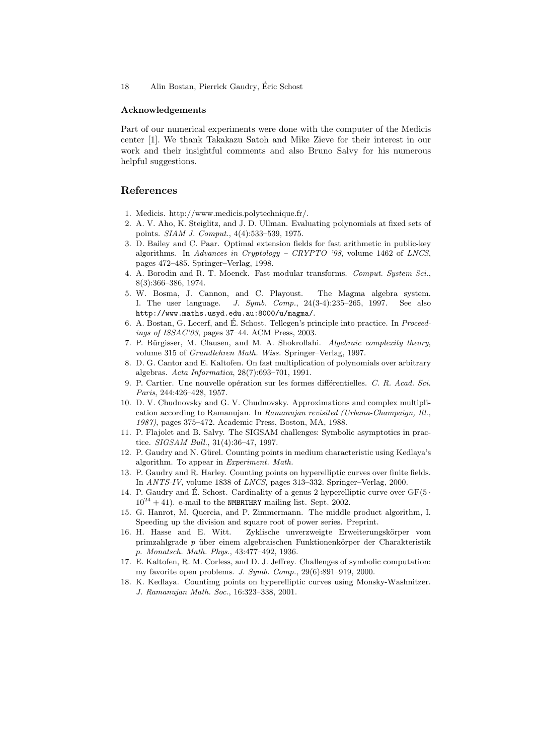### Acknowledgements

Part of our numerical experiments were done with the computer of the Medicis center [1]. We thank Takakazu Satoh and Mike Zieve for their interest in our work and their insightful comments and also Bruno Salvy for his numerous helpful suggestions.

## References

1. Medicis. http://www.medicis.polytechnique.fr/.
2. A. V. Aho, K. Steiglitz, and J. D. Ullman. Evaluating polynomials at fixed sets of points. *SIAM J. Comput.*, 4(4):533–539, 1975.
3. D. Bailey and C. Paar. Optimal extension fields for fast arithmetic in public-key algorithms. In *Advances in Cryptology – CRYPTO '98*, volume 1462 of *LNCS*, pages 472–485. Springer–Verlag, 1998.
4. A. Borodin and R. T. Moenck. Fast modular transforms. *Comput. System Sci.*, 8(3):366–386, 1974.
5. W. Bosma, J. Cannon, and C. Playoust. The Magma algebra system. I. The user language. *J. Symb. Comp.*, 24(3-4):235–265, 1997. See also `http://www.maths.usyd.edu.au:8000/u/magma/`.
6. A. Bostan, G. Lecerf, and É. Schost. Tellegen's principle into practice. In *Proceedings of ISSAC'03*, pages 37–44. ACM Press, 2003.
7. P. Bürgisser, M. Clausen, and M. A. Shokrollahi. *Algebraic complexity theory*, volume 315 of *Grundlehren Math. Wiss.* Springer–Verlag, 1997.
8. D. G. Cantor and E. Kaltofen. On fast multiplication of polynomials over arbitrary algebras. *Acta Informatica*, 28(7):693–701, 1991.
9. P. Cartier. Une nouvelle opération sur les formes différentielles. *C. R. Acad. Sci. Paris*, 244:426–428, 1957.
10. D. V. Chudnovsky and G. V. Chudnovsky. Approximations and complex multiplication according to Ramanujan. In *Ramanujan revisited (Urbana-Champaign, Ill., 1987)*, pages 375–472. Academic Press, Boston, MA, 1988.
11. P. Flajolet and B. Salvy. The SIGSAM challenges: Symbolic asymptotics in practice. *SIGSAM Bull.*, 31(4):36–47, 1997.
12. P. Gaudry and N. Gürel. Counting points in medium characteristic using Kedlaya's algorithm. To appear in *Experiment. Math.*
13. P. Gaudry and R. Harley. Counting points on hyperelliptic curves over finite fields. In *ANTS-IV*, volume 1838 of *LNCS*, pages 313–332. Springer–Verlag, 2000.
14. P. Gaudry and É. Schost. Cardinality of a genus 2 hyperelliptic curve over $\mathrm{GF}(5 \cdot 10^{24} + 41)$. e-mail to the `NMBRTHRY` mailing list. Sept. 2002.
15. G. Hanrot, M. Quercia, and P. Zimmermann. The middle product algorithm, I. Speeding up the division and square root of power series. Preprint.
16. H. Hasse and E. Witt. Zyklische unverzweigte Erweiterungskörper vom primzahlgrade $p$ über einem algebraischen Funktionenkörper der Charakteristik $p$. *Monatsch. Math. Phys.*, 43:477–492, 1936.
17. E. Kaltofen, R. M. Corless, and D. J. Jeffrey. Challenges of symbolic computation: my favorite open problems. *J. Symb. Comp.*, 29(6):891–919, 2000.
18. K. Kedlaya. Countimg points on hyperelliptic curves using Monsky-Washnitzer. *J. Ramanujan Math. Soc.*, 16:323–338, 2001.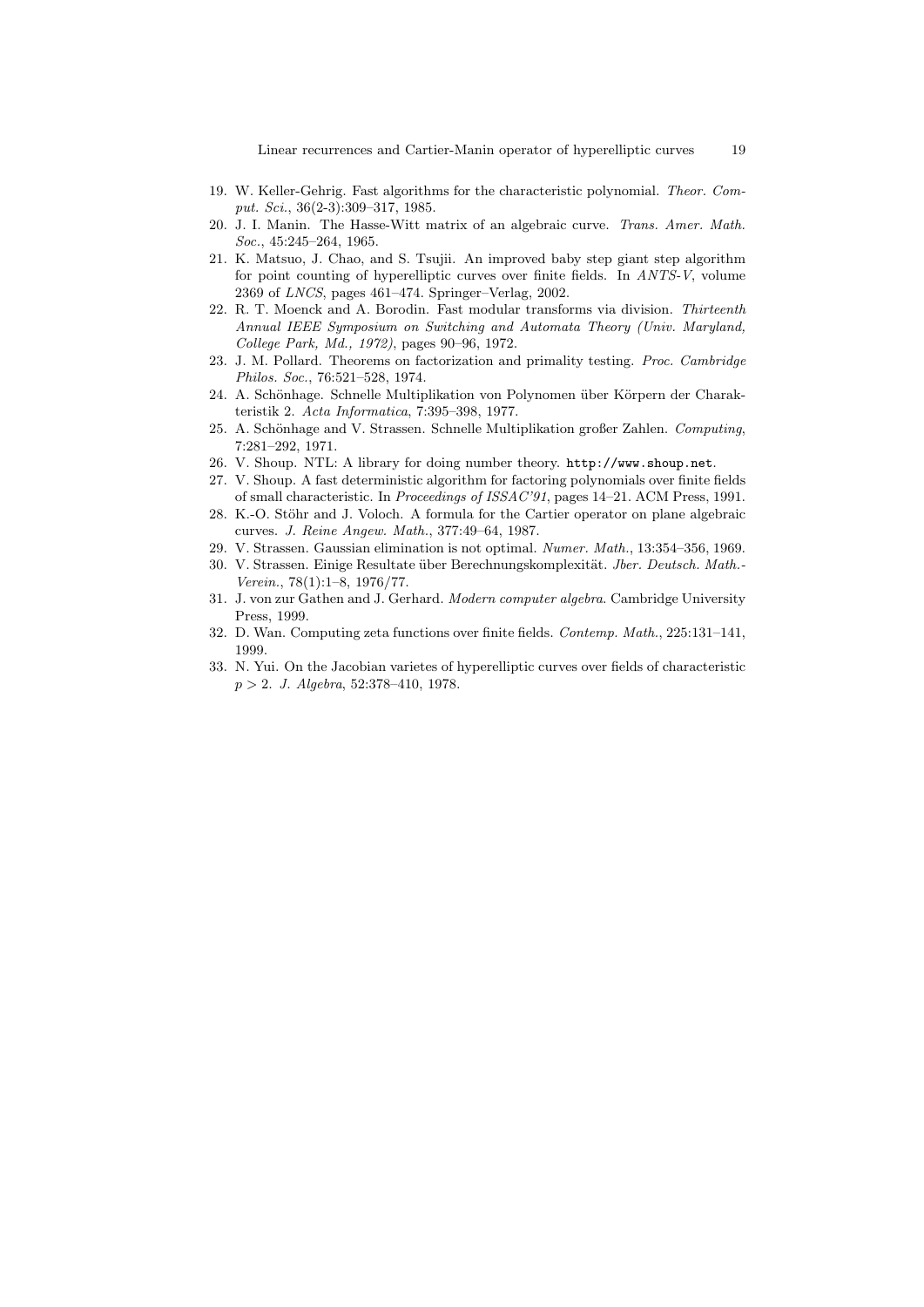19. W. Keller-Gehrig. Fast algorithms for the characteristic polynomial. *Theor. Comput. Sci.*, 36(2-3):309–317, 1985.
20. J. I. Manin. The Hasse-Witt matrix of an algebraic curve. *Trans. Amer. Math. Soc.*, 45:245–264, 1965.
21. K. Matsuo, J. Chao, and S. Tsujii. An improved baby step giant step algorithm for point counting of hyperelliptic curves over finite fields. In *ANTS-V*, volume 2369 of *LNCS*, pages 461–474. Springer–Verlag, 2002.
22. R. T. Moenck and A. Borodin. Fast modular transforms via division. *Thirteenth Annual IEEE Symposium on Switching and Automata Theory (Univ. Maryland, College Park, Md., 1972)*, pages 90–96, 1972.
23. J. M. Pollard. Theorems on factorization and primality testing. *Proc. Cambridge Philos. Soc.*, 76:521–528, 1974.
24. A. Schönhage. Schnelle Multiplikation von Polynomen über Körpern der Charakteristik 2. *Acta Informatica*, 7:395–398, 1977.
25. A. Schönhage and V. Strassen. Schnelle Multiplikation großer Zahlen. *Computing*, 7:281–292, 1971.
26. V. Shoup. NTL: A library for doing number theory. `http://www.shoup.net`.
27. V. Shoup. A fast deterministic algorithm for factoring polynomials over finite fields of small characteristic. In *Proceedings of ISSAC'91*, pages 14–21. ACM Press, 1991.
28. K.-O. Stöhr and J. Voloch. A formula for the Cartier operator on plane algebraic curves. *J. Reine Angew. Math.*, 377:49–64, 1987.
29. V. Strassen. Gaussian elimination is not optimal. *Numer. Math.*, 13:354–356, 1969.
30. V. Strassen. Einige Resultate über Berechnungskomplexität. *Jber. Deutsch. Math.-Verein.*, 78(1):1–8, 1976/77.
31. J. von zur Gathen and J. Gerhard. *Modern computer algebra*. Cambridge University Press, 1999.
32. D. Wan. Computing zeta functions over finite fields. *Contemp. Math.*, 225:131–141, 1999.
33. N. Yui. On the Jacobian varietes of hyperelliptic curves over fields of characteristic $p > 2$. *J. Algebra*, 52:378–410, 1978.